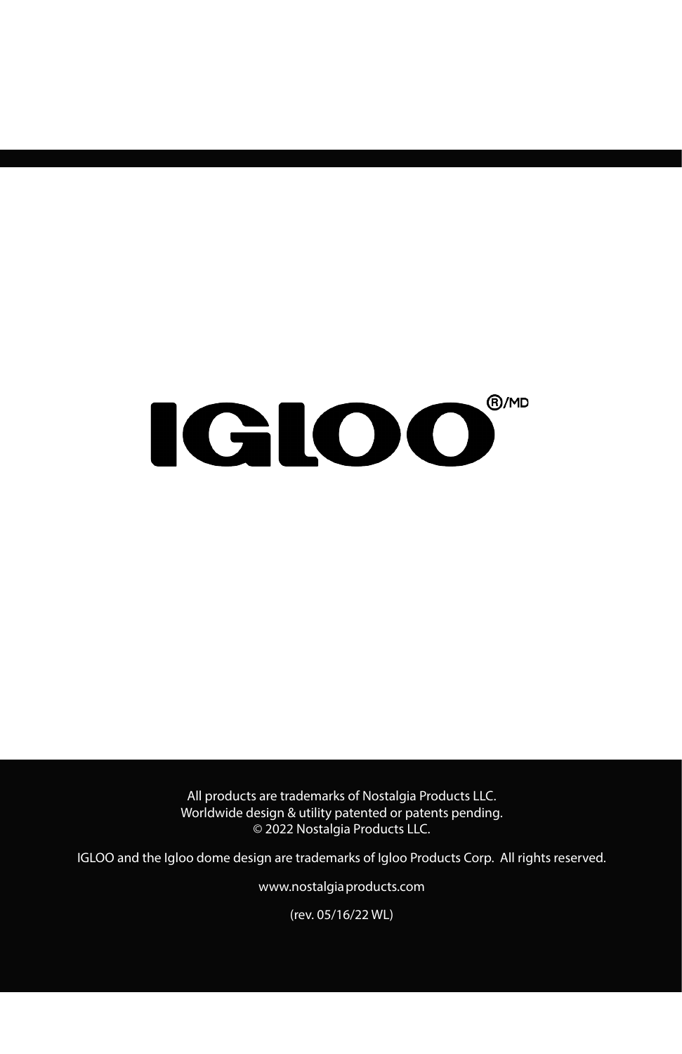# IGLOO®/MD

All products are trademarks of Nostalgia Products LLC.
Worldwide design & utility patented or patents pending.
© 2022 Nostalgia Products LLC.

IGLOO and the Igloo dome design are trademarks of Igloo Products Corp. All rights reserved.

www.nostalgiaproducts.com

(rev. 05/16/22 WL)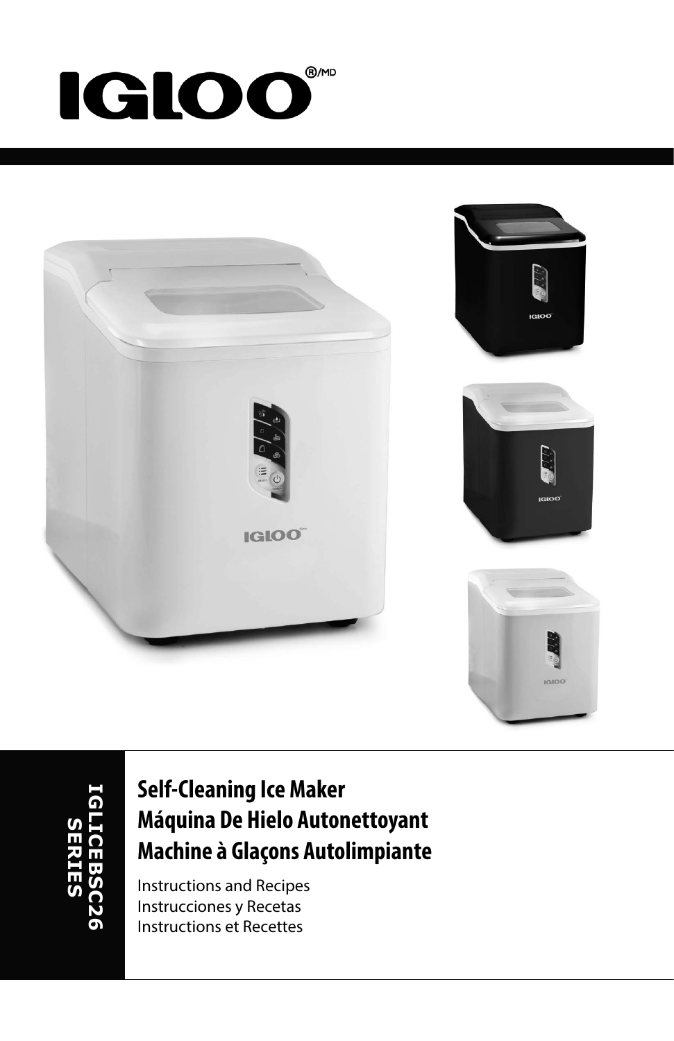# IGLOO®/MD

**IGLICEBSC26 SERIES**

## Self-Cleaning Ice Maker
## Máquina De Hielo Autonettoyant
## Machine à Glaçons Autolimpiante

Instructions and Recipes
Instrucciones y Recetas
Instructions et Recettes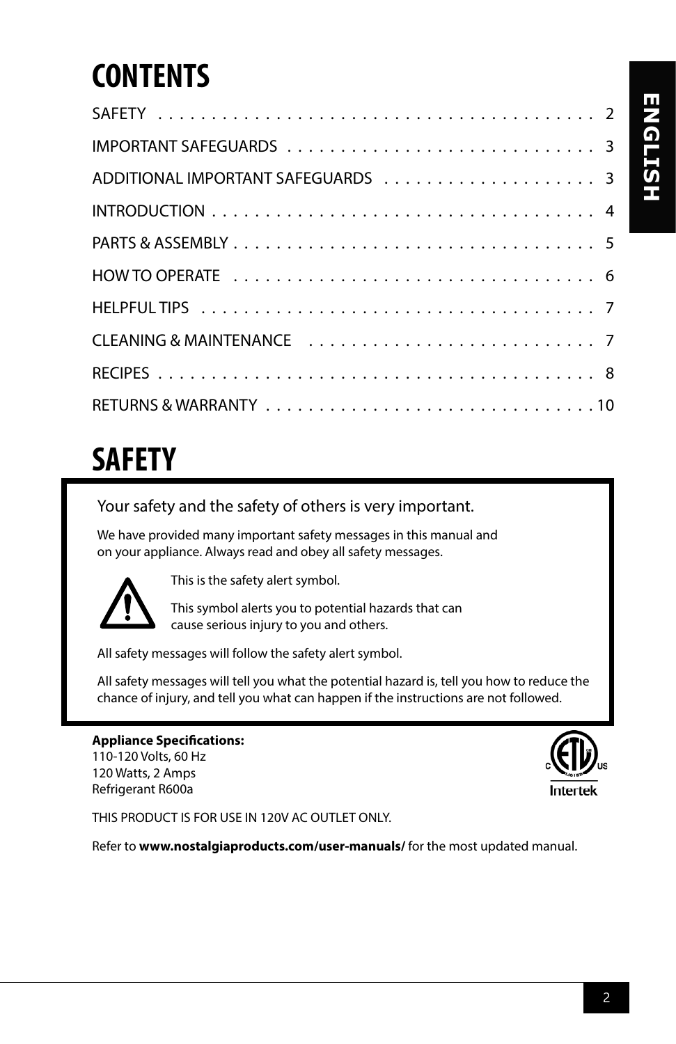# CONTENTS

| | |
|---|---|
| SAFETY | 2 |
| IMPORTANT SAFEGUARDS | 3 |
| ADDITIONAL IMPORTANT SAFEGUARDS | 3 |
| INTRODUCTION | 4 |
| PARTS & ASSEMBLY | 5 |
| HOW TO OPERATE | 6 |
| HELPFUL TIPS | 7 |
| CLEANING & MAINTENANCE | 7 |
| RECIPES | 8 |
| RETURNS & WARRANTY | 10 |

# SAFETY

Your safety and the safety of others is very important.

We have provided many important safety messages in this manual and on your appliance. Always read and obey all safety messages.

This is the safety alert symbol.

This symbol alerts you to potential hazards that can cause serious injury to you and others.

All safety messages will follow the safety alert symbol.

All safety messages will tell you what the potential hazard is, tell you how to reduce the chance of injury, and tell you what can happen if the instructions are not followed.

**Appliance Specifications:**
110-120 Volts, 60 Hz
120 Watts, 2 Amps
Refrigerant R600a

THIS PRODUCT IS FOR USE IN 120V AC OUTLET ONLY.

Refer to **www.nostalgiaproducts.com/user-manuals/** for the most updated manual.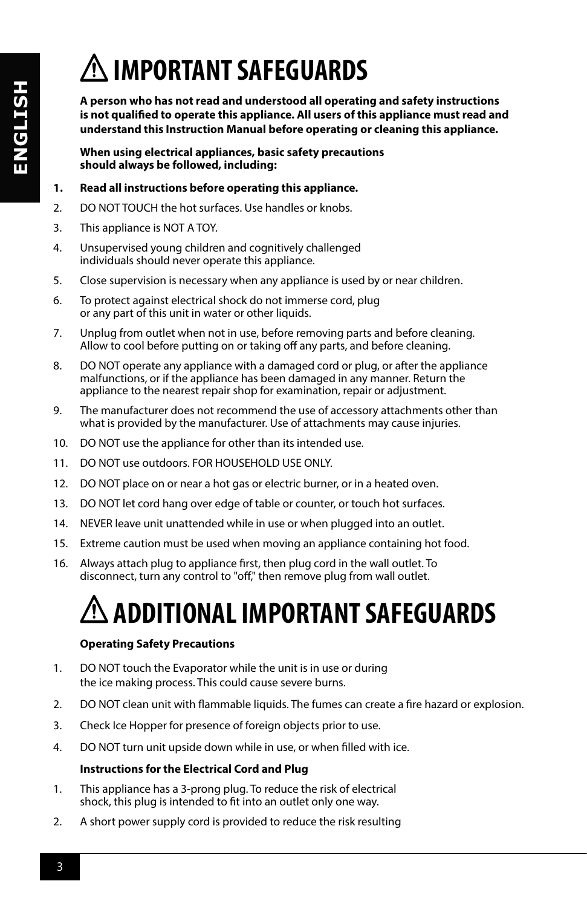# ⚠ IMPORTANT SAFEGUARDS

**A person who has not read and understood all operating and safety instructions is not qualified to operate this appliance. All users of this appliance must read and understand this Instruction Manual before operating or cleaning this appliance.**

**When using electrical appliances, basic safety precautions should always be followed, including:**

1. **Read all instructions before operating this appliance.**
2. DO NOT TOUCH the hot surfaces. Use handles or knobs.
3. This appliance is NOT A TOY.
4. Unsupervised young children and cognitively challenged individuals should never operate this appliance.
5. Close supervision is necessary when any appliance is used by or near children.
6. To protect against electrical shock do not immerse cord, plug or any part of this unit in water or other liquids.
7. Unplug from outlet when not in use, before removing parts and before cleaning. Allow to cool before putting on or taking off any parts, and before cleaning.
8. DO NOT operate any appliance with a damaged cord or plug, or after the appliance malfunctions, or if the appliance has been damaged in any manner. Return the appliance to the nearest repair shop for examination, repair or adjustment.
9. The manufacturer does not recommend the use of accessory attachments other than what is provided by the manufacturer. Use of attachments may cause injuries.
10. DO NOT use the appliance for other than its intended use.
11. DO NOT use outdoors. FOR HOUSEHOLD USE ONLY.
12. DO NOT place on or near a hot gas or electric burner, or in a heated oven.
13. DO NOT let cord hang over edge of table or counter, or touch hot surfaces.
14. NEVER leave unit unattended while in use or when plugged into an outlet.
15. Extreme caution must be used when moving an appliance containing hot food.
16. Always attach plug to appliance first, then plug cord in the wall outlet. To disconnect, turn any control to "off," then remove plug from wall outlet.

# ⚠ ADDITIONAL IMPORTANT SAFEGUARDS

**Operating Safety Precautions**

1. DO NOT touch the Evaporator while the unit is in use or during the ice making process. This could cause severe burns.
2. DO NOT clean unit with flammable liquids. The fumes can create a fire hazard or explosion.
3. Check Ice Hopper for presence of foreign objects prior to use.
4. DO NOT turn unit upside down while in use, or when filled with ice.

**Instructions for the Electrical Cord and Plug**

1. This appliance has a 3-prong plug. To reduce the risk of electrical shock, this plug is intended to fit into an outlet only one way.
2. A short power supply cord is provided to reduce the risk resulting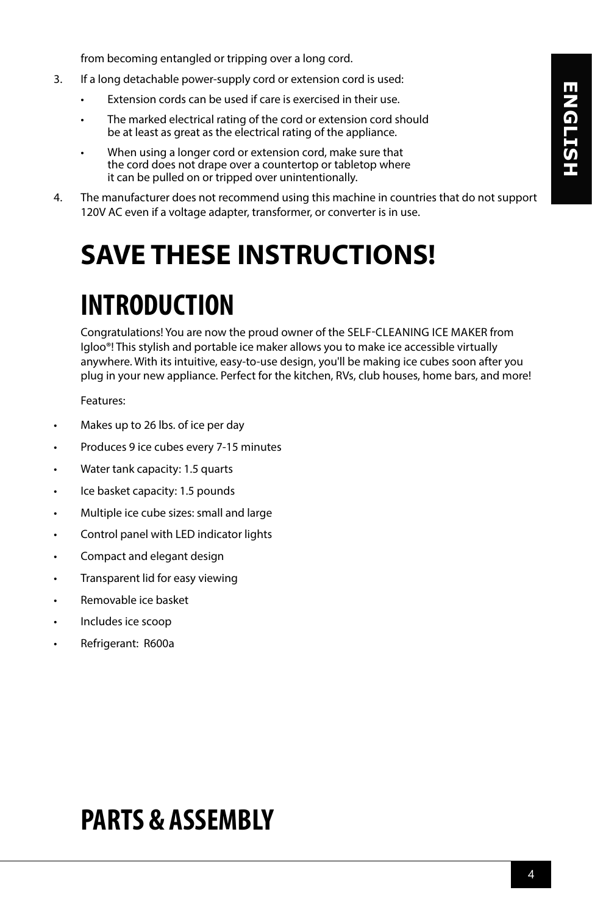from becoming entangled or tripping over a long cord.

3. If a long detachable power-supply cord or extension cord is used:
   - Extension cords can be used if care is exercised in their use.
   - The marked electrical rating of the cord or extension cord should be at least as great as the electrical rating of the appliance.
   - When using a longer cord or extension cord, make sure that the cord does not drape over a countertop or tabletop where it can be pulled on or tripped over unintentionally.
4. The manufacturer does not recommend using this machine in countries that do not support 120V AC even if a voltage adapter, transformer, or converter is in use.

# SAVE THESE INSTRUCTIONS!

# INTRODUCTION

Congratulations! You are now the proud owner of the SELF-CLEANING ICE MAKER from Igloo®! This stylish and portable ice maker allows you to make ice accessible virtually anywhere. With its intuitive, easy-to-use design, you'll be making ice cubes soon after you plug in your new appliance. Perfect for the kitchen, RVs, club houses, home bars, and more!

Features:

- Makes up to 26 lbs. of ice per day
- Produces 9 ice cubes every 7-15 minutes
- Water tank capacity: 1.5 quarts
- Ice basket capacity: 1.5 pounds
- Multiple ice cube sizes: small and large
- Control panel with LED indicator lights
- Compact and elegant design
- Transparent lid for easy viewing
- Removable ice basket
- Includes ice scoop
- Refrigerant: R600a

# PARTS & ASSEMBLY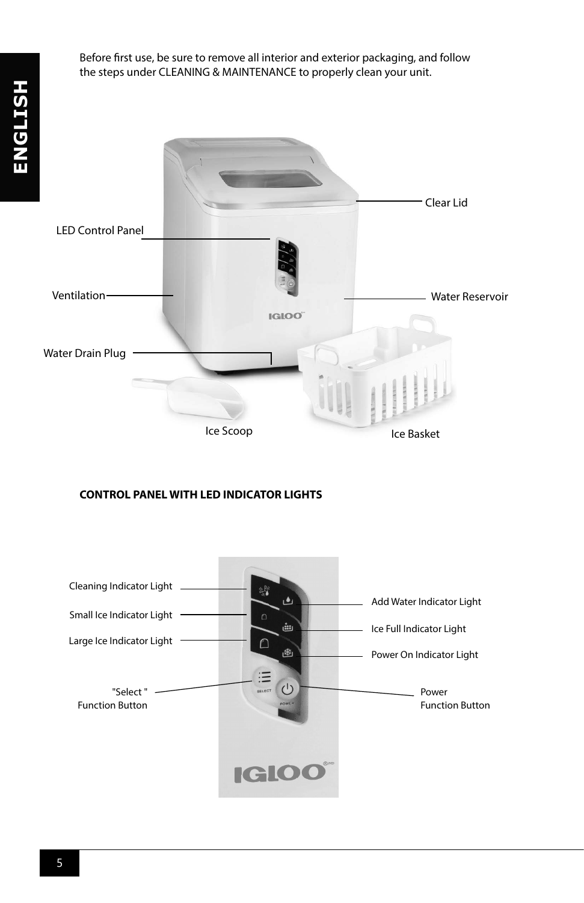Before first use, be sure to remove all interior and exterior packaging, and follow the steps under CLEANING & MAINTENANCE to properly clean your unit.

Clear Lid

LED Control Panel

Ventilation

Water Reservoir

Water Drain Plug

Ice Scoop

Ice Basket

**CONTROL PANEL WITH LED INDICATOR LIGHTS**

Cleaning Indicator Light

Small Ice Indicator Light

Large Ice Indicator Light

"Select " Function Button

Add Water Indicator Light

Ice Full Indicator Light

Power On Indicator Light

Power Function Button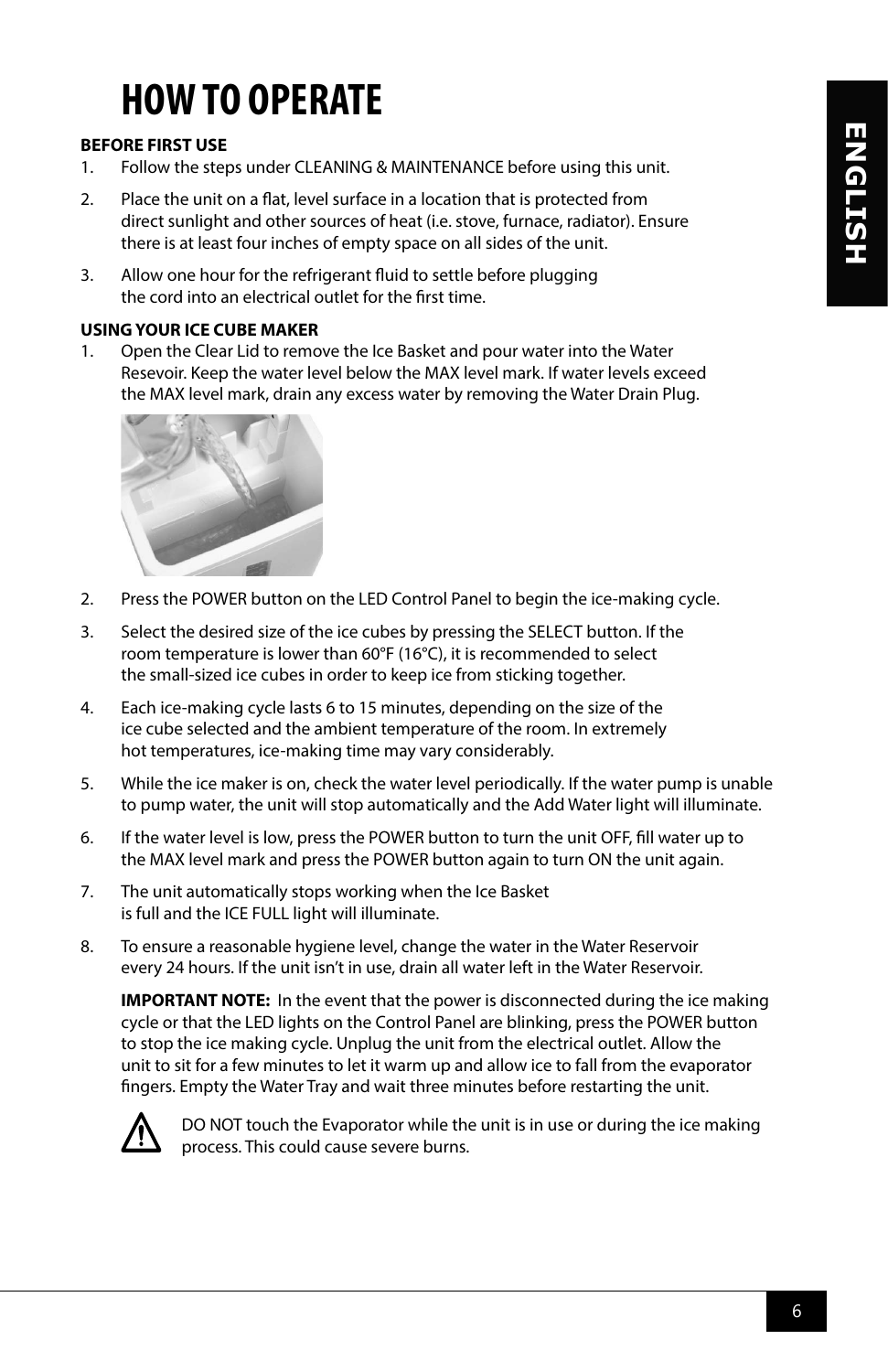# HOW TO OPERATE

**BEFORE FIRST USE**

1. Follow the steps under CLEANING & MAINTENANCE before using this unit.
2. Place the unit on a flat, level surface in a location that is protected from direct sunlight and other sources of heat (i.e. stove, furnace, radiator). Ensure there is at least four inches of empty space on all sides of the unit.
3. Allow one hour for the refrigerant fluid to settle before plugging the cord into an electrical outlet for the first time.

**USING YOUR ICE CUBE MAKER**

1. Open the Clear Lid to remove the Ice Basket and pour water into the Water Resevoir. Keep the water level below the MAX level mark. If water levels exceed the MAX level mark, drain any excess water by removing the Water Drain Plug.
2. Press the POWER button on the LED Control Panel to begin the ice-making cycle.
3. Select the desired size of the ice cubes by pressing the SELECT button. If the room temperature is lower than 60°F (16°C), it is recommended to select the small-sized ice cubes in order to keep ice from sticking together.
4. Each ice-making cycle lasts 6 to 15 minutes, depending on the size of the ice cube selected and the ambient temperature of the room. In extremely hot temperatures, ice-making time may vary considerably.
5. While the ice maker is on, check the water level periodically. If the water pump is unable to pump water, the unit will stop automatically and the Add Water light will illuminate.
6. If the water level is low, press the POWER button to turn the unit OFF, fill water up to the MAX level mark and press the POWER button again to turn ON the unit again.
7. The unit automatically stops working when the Ice Basket is full and the ICE FULL light will illuminate.
8. To ensure a reasonable hygiene level, change the water in the Water Reservoir every 24 hours. If the unit isn't in use, drain all water left in the Water Reservoir.

   **IMPORTANT NOTE:** In the event that the power is disconnected during the ice making cycle or that the LED lights on the Control Panel are blinking, press the POWER button to stop the ice making cycle. Unplug the unit from the electrical outlet. Allow the unit to sit for a few minutes to let it warm up and allow ice to fall from the evaporator fingers. Empty the Water Tray and wait three minutes before restarting the unit.

⚠ DO NOT touch the Evaporator while the unit is in use or during the ice making process. This could cause severe burns.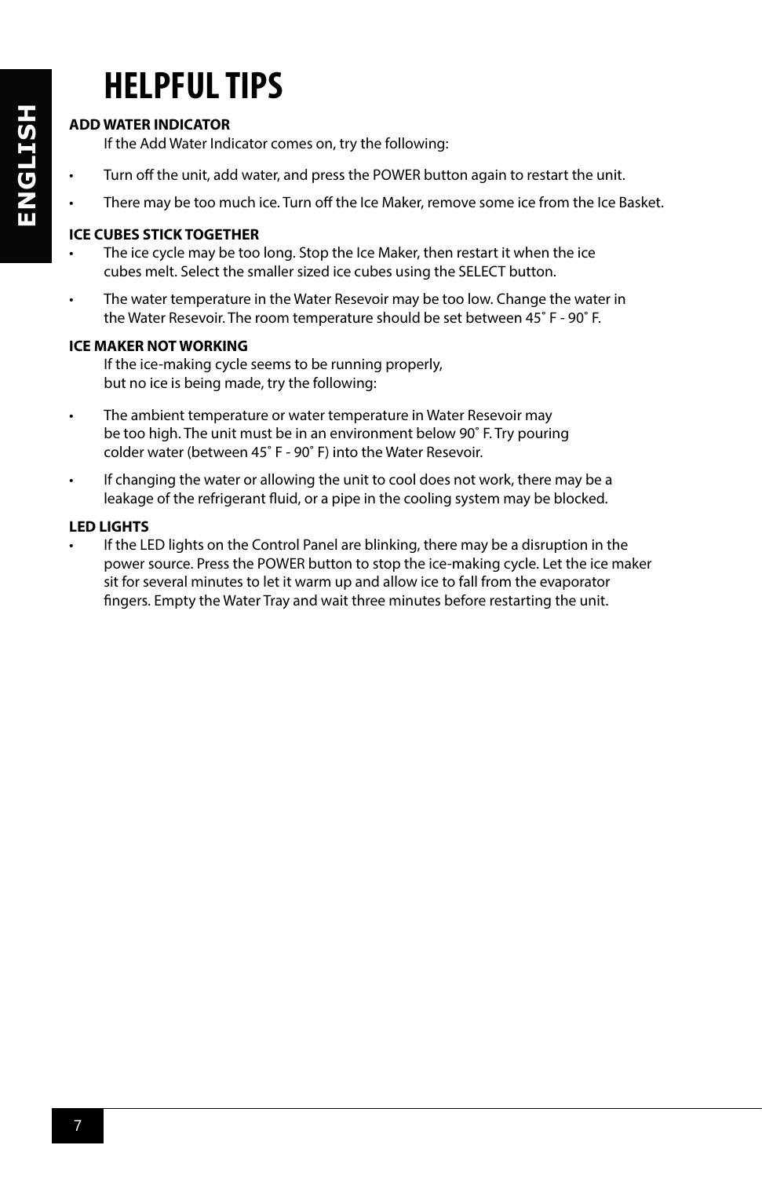# HELPFUL TIPS

**ADD WATER INDICATOR**

If the Add Water Indicator comes on, try the following:

- Turn off the unit, add water, and press the POWER button again to restart the unit.
- There may be too much ice. Turn off the Ice Maker, remove some ice from the Ice Basket.

**ICE CUBES STICK TOGETHER**

- The ice cycle may be too long. Stop the Ice Maker, then restart it when the ice cubes melt. Select the smaller sized ice cubes using the SELECT button.
- The water temperature in the Water Resevoir may be too low. Change the water in the Water Resevoir. The room temperature should be set between 45˚ F - 90˚ F.

**ICE MAKER NOT WORKING**

If the ice-making cycle seems to be running properly, but no ice is being made, try the following:

- The ambient temperature or water temperature in Water Resevoir may be too high. The unit must be in an environment below 90˚ F. Try pouring colder water (between 45˚ F - 90˚ F) into the Water Resevoir.
- If changing the water or allowing the unit to cool does not work, there may be a leakage of the refrigerant fluid, or a pipe in the cooling system may be blocked.

**LED LIGHTS**

- If the LED lights on the Control Panel are blinking, there may be a disruption in the power source. Press the POWER button to stop the ice-making cycle. Let the ice maker sit for several minutes to let it warm up and allow ice to fall from the evaporator fingers. Empty the Water Tray and wait three minutes before restarting the unit.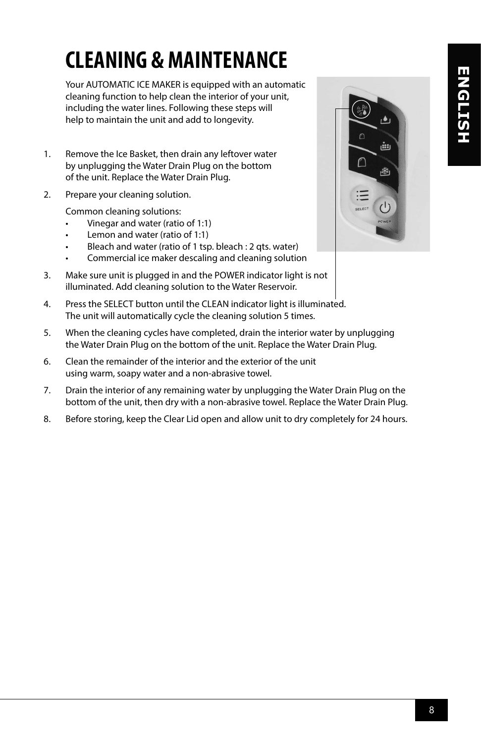# CLEANING & MAINTENANCE

Your AUTOMATIC ICE MAKER is equipped with an automatic cleaning function to help clean the interior of your unit, including the water lines. Following these steps will help to maintain the unit and add to longevity.

1. Remove the Ice Basket, then drain any leftover water by unplugging the Water Drain Plug on the bottom of the unit. Replace the Water Drain Plug.
2. Prepare your cleaning solution.

   Common cleaning solutions:
   - Vinegar and water (ratio of 1:1)
   - Lemon and water (ratio of 1:1)
   - Bleach and water (ratio of 1 tsp. bleach : 2 qts. water)
   - Commercial ice maker descaling and cleaning solution
3. Make sure unit is plugged in and the POWER indicator light is not illuminated. Add cleaning solution to the Water Reservoir.
4. Press the SELECT button until the CLEAN indicator light is illuminated. The unit will automatically cycle the cleaning solution 5 times.
5. When the cleaning cycles have completed, drain the interior water by unplugging the Water Drain Plug on the bottom of the unit. Replace the Water Drain Plug.
6. Clean the remainder of the interior and the exterior of the unit using warm, soapy water and a non-abrasive towel.
7. Drain the interior of any remaining water by unplugging the Water Drain Plug on the bottom of the unit, then dry with a non-abrasive towel. Replace the Water Drain Plug.
8. Before storing, keep the Clear Lid open and allow unit to dry completely for 24 hours.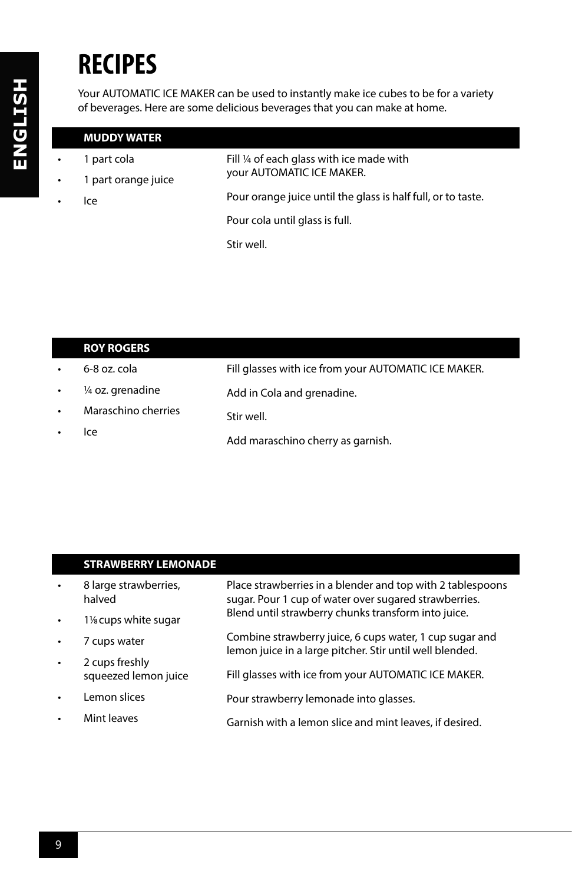# RECIPES

Your AUTOMATIC ICE MAKER can be used to instantly make ice cubes to be for a variety of beverages. Here are some delicious beverages that you can make at home.

## MUDDY WATER

- 1 part cola
- 1 part orange juice
- Ice

Fill ¼ of each glass with ice made with your AUTOMATIC ICE MAKER.

Pour orange juice until the glass is half full, or to taste.

Pour cola until glass is full.

Stir well.

## ROY ROGERS

- 6-8 oz. cola
- ¼ oz. grenadine
- Maraschino cherries
- Ice

Fill glasses with ice from your AUTOMATIC ICE MAKER.

Add in Cola and grenadine.

Stir well.

Add maraschino cherry as garnish.

## STRAWBERRY LEMONADE

- 8 large strawberries, halved
- 1⅛ cups white sugar
- 7 cups water
- 2 cups freshly squeezed lemon juice
- Lemon slices
- Mint leaves

Place strawberries in a blender and top with 2 tablespoons sugar. Pour 1 cup of water over sugared strawberries. Blend until strawberry chunks transform into juice.

Combine strawberry juice, 6 cups water, 1 cup sugar and lemon juice in a large pitcher. Stir until well blended.

Fill glasses with ice from your AUTOMATIC ICE MAKER.

Pour strawberry lemonade into glasses.

Garnish with a lemon slice and mint leaves, if desired.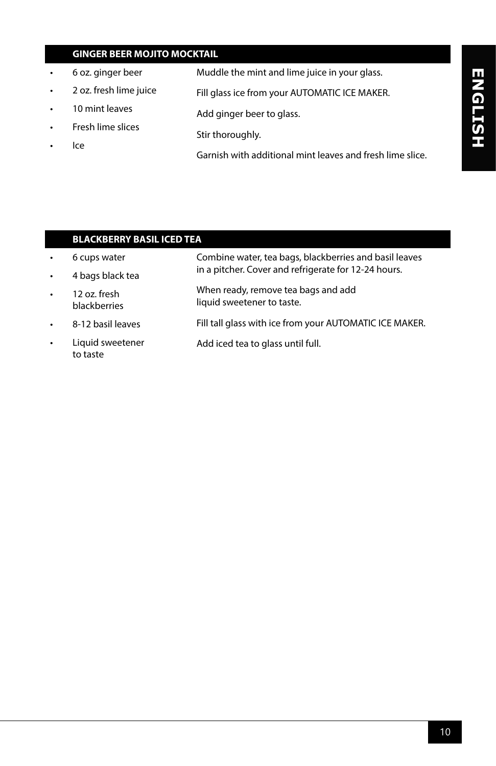## GINGER BEER MOJITO MOCKTAIL

- 6 oz. ginger beer
- 2 oz. fresh lime juice
- 10 mint leaves
- Fresh lime slices
- Ice

Muddle the mint and lime juice in your glass.

Fill glass ice from your AUTOMATIC ICE MAKER.

Add ginger beer to glass.

Stir thoroughly.

Garnish with additional mint leaves and fresh lime slice.

## BLACKBERRY BASIL ICED TEA

- 6 cups water
- 4 bags black tea
- 12 oz. fresh blackberries
- 8-12 basil leaves
- Liquid sweetener to taste

Combine water, tea bags, blackberries and basil leaves in a pitcher. Cover and refrigerate for 12-24 hours.

When ready, remove tea bags and add liquid sweetener to taste.

Fill tall glass with ice from your AUTOMATIC ICE MAKER.

Add iced tea to glass until full.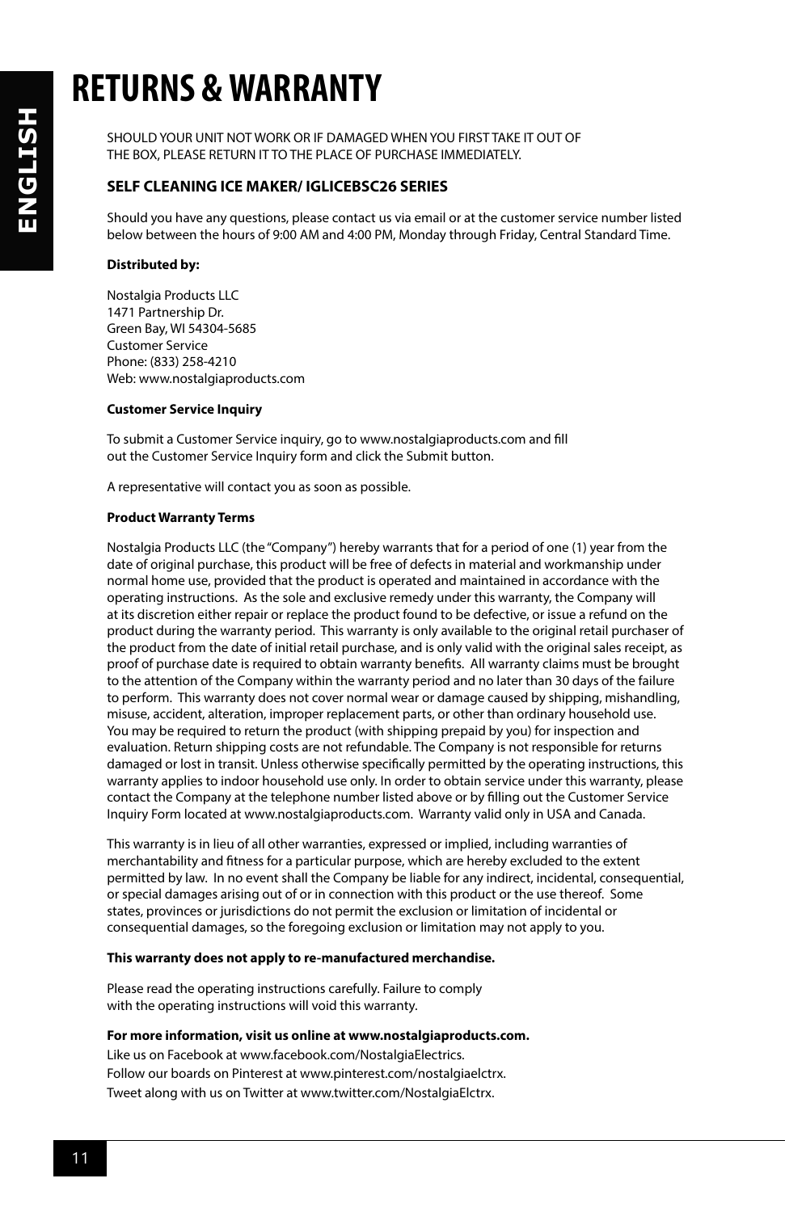# RETURNS & WARRANTY

SHOULD YOUR UNIT NOT WORK OR IF DAMAGED WHEN YOU FIRST TAKE IT OUT OF THE BOX, PLEASE RETURN IT TO THE PLACE OF PURCHASE IMMEDIATELY.

**SELF CLEANING ICE MAKER/ IGLICEBSC26 SERIES**

Should you have any questions, please contact us via email or at the customer service number listed below between the hours of 9:00 AM and 4:00 PM, Monday through Friday, Central Standard Time.

**Distributed by:**

Nostalgia Products LLC
1471 Partnership Dr.
Green Bay, WI 54304-5685
Customer Service
Phone: (833) 258-4210
Web: www.nostalgiaproducts.com

**Customer Service Inquiry**

To submit a Customer Service inquiry, go to www.nostalgiaproducts.com and fill out the Customer Service Inquiry form and click the Submit button.

A representative will contact you as soon as possible.

**Product Warranty Terms**

Nostalgia Products LLC (the "Company") hereby warrants that for a period of one (1) year from the date of original purchase, this product will be free of defects in material and workmanship under normal home use, provided that the product is operated and maintained in accordance with the operating instructions. As the sole and exclusive remedy under this warranty, the Company will at its discretion either repair or replace the product found to be defective, or issue a refund on the product during the warranty period. This warranty is only available to the original retail purchaser of the product from the date of initial retail purchase, and is only valid with the original sales receipt, as proof of purchase date is required to obtain warranty benefits. All warranty claims must be brought to the attention of the Company within the warranty period and no later than 30 days of the failure to perform. This warranty does not cover normal wear or damage caused by shipping, mishandling, misuse, accident, alteration, improper replacement parts, or other than ordinary household use. You may be required to return the product (with shipping prepaid by you) for inspection and evaluation. Return shipping costs are not refundable. The Company is not responsible for returns damaged or lost in transit. Unless otherwise specifically permitted by the operating instructions, this warranty applies to indoor household use only. In order to obtain service under this warranty, please contact the Company at the telephone number listed above or by filling out the Customer Service Inquiry Form located at www.nostalgiaproducts.com. Warranty valid only in USA and Canada.

This warranty is in lieu of all other warranties, expressed or implied, including warranties of merchantability and fitness for a particular purpose, which are hereby excluded to the extent permitted by law. In no event shall the Company be liable for any indirect, incidental, consequential, or special damages arising out of or in connection with this product or the use thereof. Some states, provinces or jurisdictions do not permit the exclusion or limitation of incidental or consequential damages, so the foregoing exclusion or limitation may not apply to you.

**This warranty does not apply to re-manufactured merchandise.**

Please read the operating instructions carefully. Failure to comply with the operating instructions will void this warranty.

**For more information, visit us online at www.nostalgiaproducts.com.**
Like us on Facebook at www.facebook.com/NostalgiaElectrics.
Follow our boards on Pinterest at www.pinterest.com/nostalgiaelctrx.
Tweet along with us on Twitter at www.twitter.com/NostalgiaElctrx.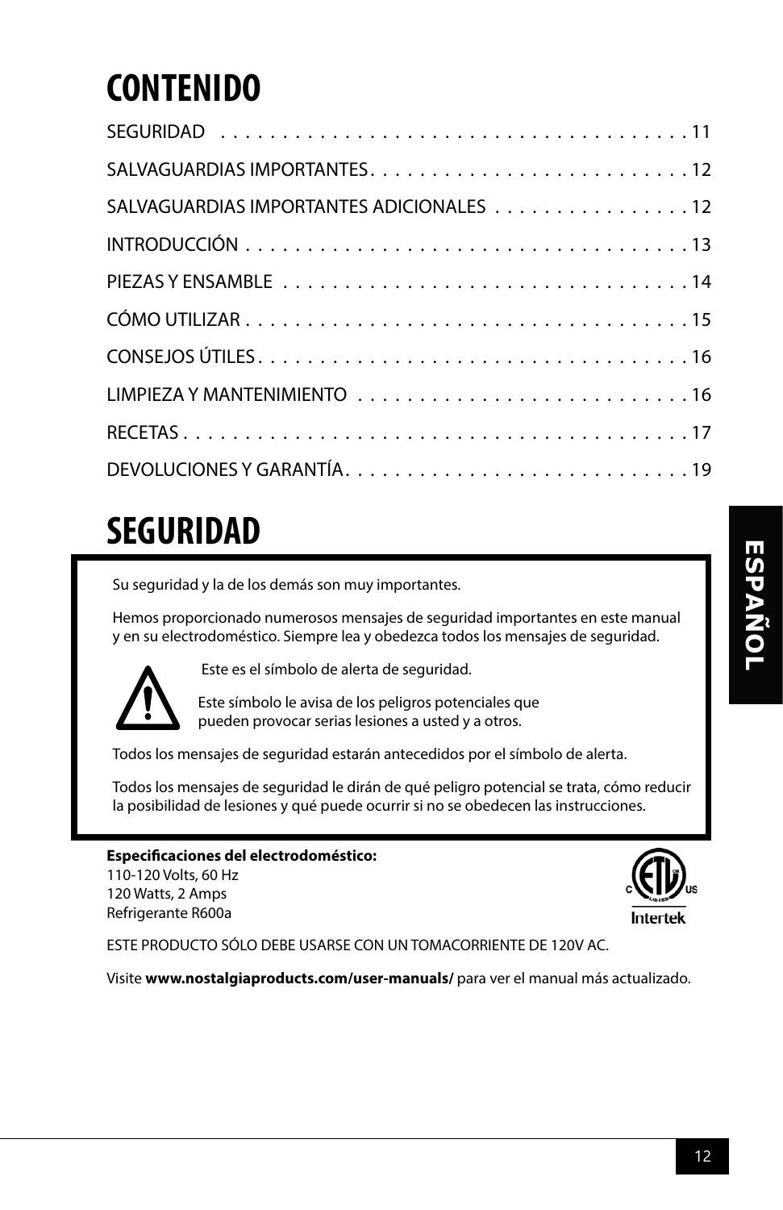# CONTENIDO

| | |
|---|---|
| SEGURIDAD | 11 |
| SALVAGUARDIAS IMPORTANTES | 12 |
| SALVAGUARDIAS IMPORTANTES ADICIONALES | 12 |
| INTRODUCCIÓN | 13 |
| PIEZAS Y ENSAMBLE | 14 |
| CÓMO UTILIZAR | 15 |
| CONSEJOS ÚTILES | 16 |
| LIMPIEZA Y MANTENIMIENTO | 16 |
| RECETAS | 17 |
| DEVOLUCIONES Y GARANTÍA | 19 |

# SEGURIDAD

Su seguridad y la de los demás son muy importantes.

Hemos proporcionado numerosos mensajes de seguridad importantes en este manual y en su electrodoméstico. Siempre lea y obedezca todos los mensajes de seguridad.

Este es el símbolo de alerta de seguridad.

Este símbolo le avisa de los peligros potenciales que pueden provocar serias lesiones a usted y a otros.

Todos los mensajes de seguridad estarán antecedidos por el símbolo de alerta.

Todos los mensajes de seguridad le dirán de qué peligro potencial se trata, cómo reducir la posibilidad de lesiones y qué puede ocurrir si no se obedecen las instrucciones.

**Especificaciones del electrodoméstico:**
110-120 Volts, 60 Hz
120 Watts, 2 Amps
Refrigerante R600a

ESTE PRODUCTO SÓLO DEBE USARSE CON UN TOMACORRIENTE DE 120V AC.

Visite **www.nostalgiaproducts.com/user-manuals/** para ver el manual más actualizado.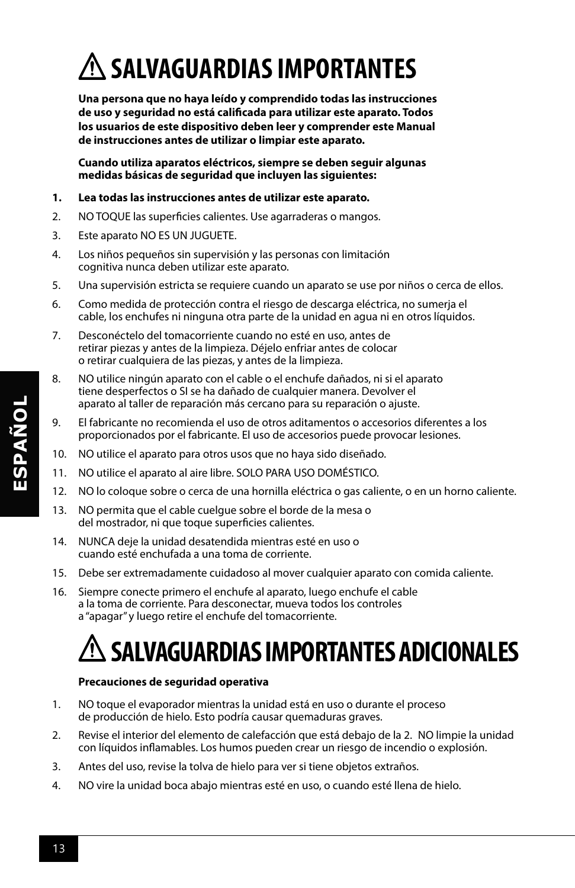# ⚠ SALVAGUARDIAS IMPORTANTES

**Una persona que no haya leído y comprendido todas las instrucciones de uso y seguridad no está calificada para utilizar este aparato. Todos los usuarios de este dispositivo deben leer y comprender este Manual de instrucciones antes de utilizar o limpiar este aparato.**

**Cuando utiliza aparatos eléctricos, siempre se deben seguir algunas medidas básicas de seguridad que incluyen las siguientes:**

1. **Lea todas las instrucciones antes de utilizar este aparato.**
2. NO TOQUE las superficies calientes. Use agarraderas o mangos.
3. Este aparato NO ES UN JUGUETE.
4. Los niños pequeños sin supervisión y las personas con limitación cognitiva nunca deben utilizar este aparato.
5. Una supervisión estricta se requiere cuando un aparato se use por niños o cerca de ellos.
6. Como medida de protección contra el riesgo de descarga eléctrica, no sumerja el cable, los enchufes ni ninguna otra parte de la unidad en agua ni en otros líquidos.
7. Desconéctelo del tomacorriente cuando no esté en uso, antes de retirar piezas y antes de la limpieza. Déjelo enfriar antes de colocar o retirar cualquiera de las piezas, y antes de la limpieza.
8. NO utilice ningún aparato con el cable o el enchufe dañados, ni si el aparato tiene desperfectos o SI se ha dañado de cualquier manera. Devolver el aparato al taller de reparación más cercano para su reparación o ajuste.
9. El fabricante no recomienda el uso de otros aditamentos o accesorios diferentes a los proporcionados por el fabricante. El uso de accesorios puede provocar lesiones.
10. NO utilice el aparato para otros usos que no haya sido diseñado.
11. NO utilice el aparato al aire libre. SOLO PARA USO DOMÉSTICO.
12. NO lo coloque sobre o cerca de una hornilla eléctrica o gas caliente, o en un horno caliente.
13. NO permita que el cable cuelgue sobre el borde de la mesa o del mostrador, ni que toque superficies calientes.
14. NUNCA deje la unidad desatendida mientras esté en uso o cuando esté enchufada a una toma de corriente.
15. Debe ser extremadamente cuidadoso al mover cualquier aparato con comida caliente.
16. Siempre conecte primero el enchufe al aparato, luego enchufe el cable a la toma de corriente. Para desconectar, mueva todos los controles a "apagar" y luego retire el enchufe del tomacorriente.

# ⚠ SALVAGUARDIAS IMPORTANTES ADICIONALES

**Precauciones de seguridad operativa**

1. NO toque el evaporador mientras la unidad está en uso o durante el proceso de producción de hielo. Esto podría causar quemaduras graves.
2. Revise el interior del elemento de calefacción que está debajo de la 2. NO limpie la unidad con líquidos inflamables. Los humos pueden crear un riesgo de incendio o explosión.
3. Antes del uso, revise la tolva de hielo para ver si tiene objetos extraños.
4. NO vire la unidad boca abajo mientras esté en uso, o cuando esté llena de hielo.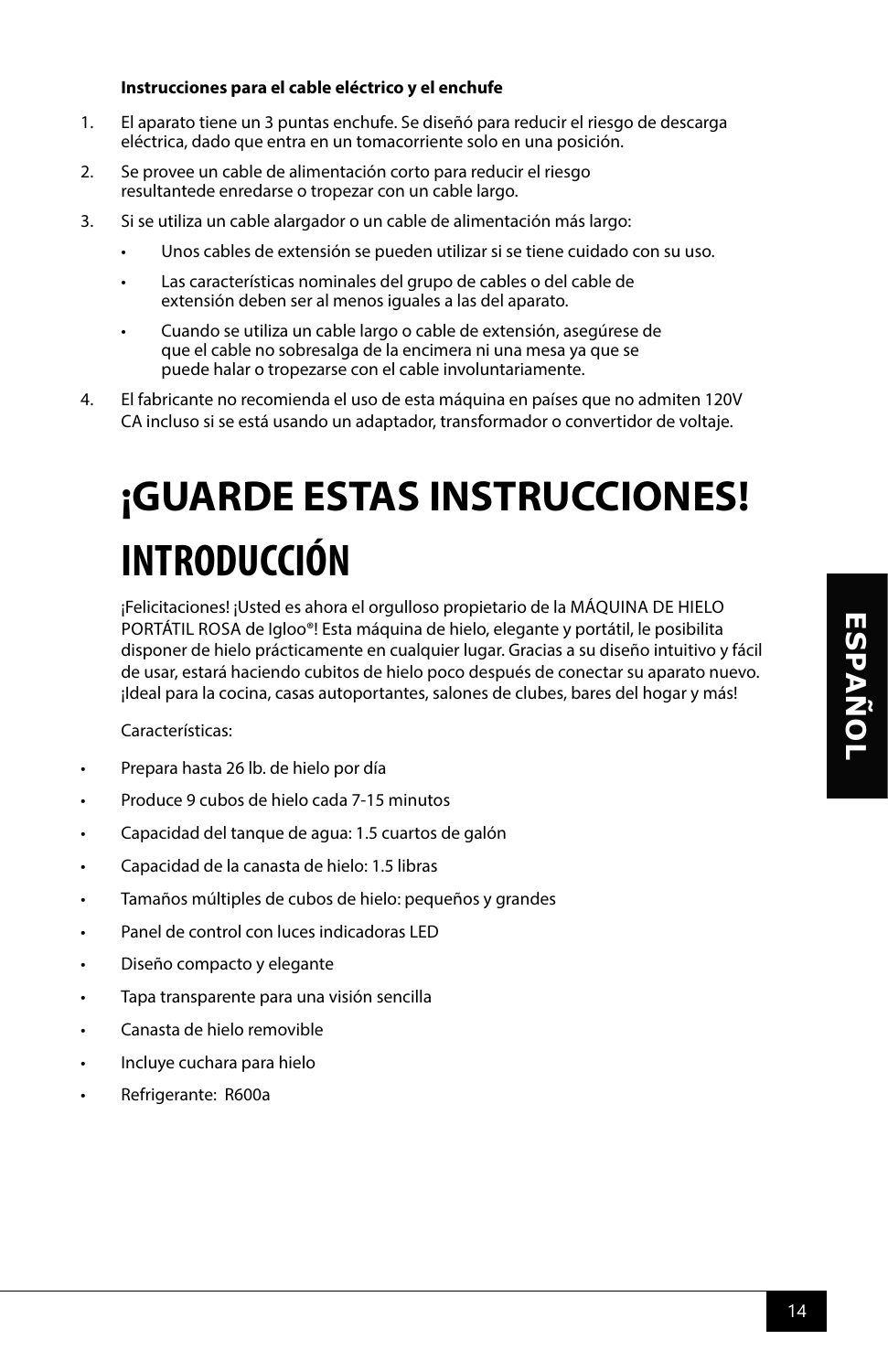**Instrucciones para el cable eléctrico y el enchufe**

1. El aparato tiene un 3 puntas enchufe. Se diseñó para reducir el riesgo de descarga eléctrica, dado que entra en un tomacorriente solo en una posición.
2. Se provee un cable de alimentación corto para reducir el riesgo resultantede enredarse o tropezar con un cable largo.
3. Si se utiliza un cable alargador o un cable de alimentación más largo:
   - Unos cables de extensión se pueden utilizar si se tiene cuidado con su uso.
   - Las características nominales del grupo de cables o del cable de extensión deben ser al menos iguales a las del aparato.
   - Cuando se utiliza un cable largo o cable de extensión, asegúrese de que el cable no sobresalga de la encimera ni una mesa ya que se puede halar o tropezarse con el cable involuntariamente.
4. El fabricante no recomienda el uso de esta máquina en países que no admiten 120V CA incluso si se está usando un adaptador, transformador o convertidor de voltaje.

# ¡GUARDE ESTAS INSTRUCCIONES!

# INTRODUCCIÓN

¡Felicitaciones! ¡Usted es ahora el orgulloso propietario de la MÁQUINA DE HIELO PORTÁTIL ROSA de Igloo®! Esta máquina de hielo, elegante y portátil, le posibilita disponer de hielo prácticamente en cualquier lugar. Gracias a su diseño intuitivo y fácil de usar, estará haciendo cubitos de hielo poco después de conectar su aparato nuevo. ¡Ideal para la cocina, casas autoportantes, salones de clubes, bares del hogar y más!

Características:

- Prepara hasta 26 lb. de hielo por día
- Produce 9 cubos de hielo cada 7-15 minutos
- Capacidad del tanque de agua: 1.5 cuartos de galón
- Capacidad de la canasta de hielo: 1.5 libras
- Tamaños múltiples de cubos de hielo: pequeños y grandes
- Panel de control con luces indicadoras LED
- Diseño compacto y elegante
- Tapa transparente para una visión sencilla
- Canasta de hielo removible
- Incluye cuchara para hielo
- Refrigerante: R600a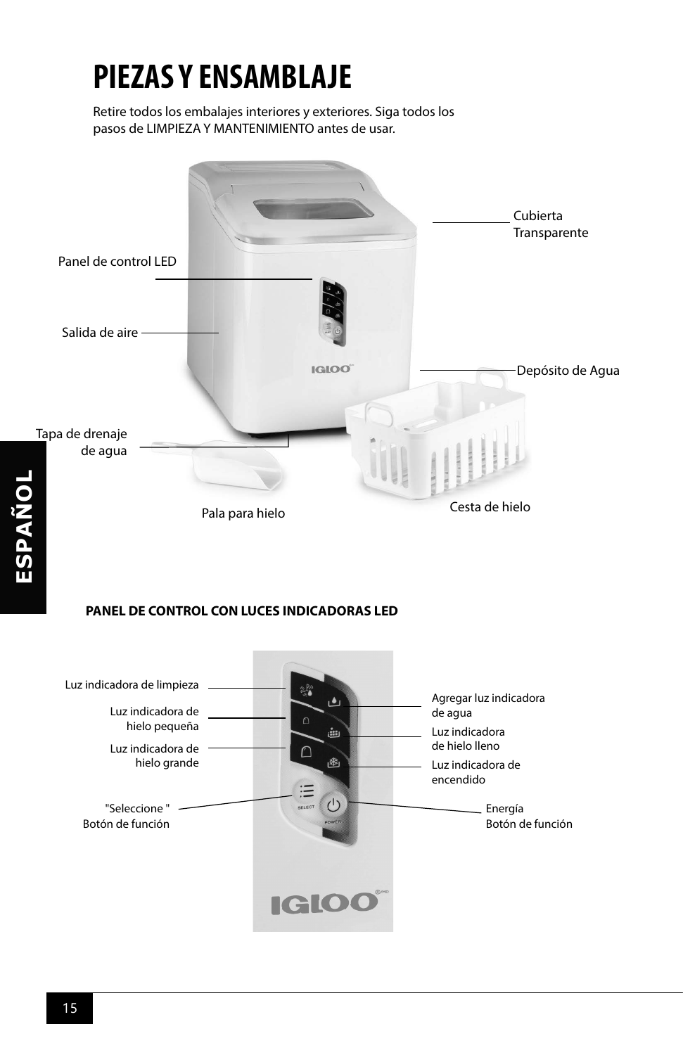# PIEZAS Y ENSAMBLAJE

Retire todos los embalajes interiores y exteriores. Siga todos los pasos de LIMPIEZA Y MANTENIMIENTO antes de usar.

Panel de control LED

Salida de aire

Tapa de drenaje de agua

Pala para hielo

Cubierta Transparente

Depósito de Agua

Cesta de hielo

ESPAÑOL

**PANEL DE CONTROL CON LUCES INDICADORAS LED**

Luz indicadora de limpieza

Luz indicadora de hielo pequeña

Luz indicadora de hielo grande

"Seleccione " Botón de función

Agregar luz indicadora de agua

Luz indicadora de hielo lleno

Luz indicadora de encendido

Energía Botón de función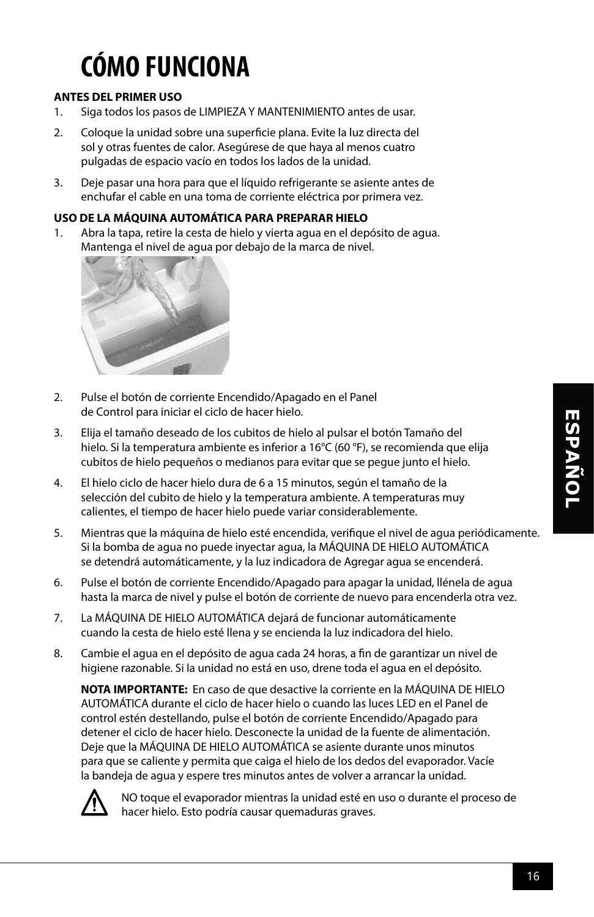# CÓMO FUNCIONA

**ANTES DEL PRIMER USO**

1. Siga todos los pasos de LIMPIEZA Y MANTENIMIENTO antes de usar.
2. Coloque la unidad sobre una superficie plana. Evite la luz directa del sol y otras fuentes de calor. Asegúrese de que haya al menos cuatro pulgadas de espacio vacío en todos los lados de la unidad.
3. Deje pasar una hora para que el líquido refrigerante se asiente antes de enchufar el cable en una toma de corriente eléctrica por primera vez.

**USO DE LA MÁQUINA AUTOMÁTICA PARA PREPARAR HIELO**

1. Abra la tapa, retire la cesta de hielo y vierta agua en el depósito de agua. Mantenga el nivel de agua por debajo de la marca de nivel.
2. Pulse el botón de corriente Encendido/Apagado en el Panel de Control para iniciar el ciclo de hacer hielo.
3. Elija el tamaño deseado de los cubitos de hielo al pulsar el botón Tamaño del hielo. Si la temperatura ambiente es inferior a 16°C (60 °F), se recomienda que elija cubitos de hielo pequeños o medianos para evitar que se pegue junto el hielo.
4. El hielo ciclo de hacer hielo dura de 6 a 15 minutos, según el tamaño de la selección del cubito de hielo y la temperatura ambiente. A temperaturas muy calientes, el tiempo de hacer hielo puede variar considerablemente.
5. Mientras que la máquina de hielo esté encendida, verifique el nivel de agua periódicamente. Si la bomba de agua no puede inyectar agua, la MÁQUINA DE HIELO AUTOMÁTICA se detendrá automáticamente, y la luz indicadora de Agregar agua se encenderá.
6. Pulse el botón de corriente Encendido/Apagado para apagar la unidad, llénela de agua hasta la marca de nivel y pulse el botón de corriente de nuevo para encenderla otra vez.
7. La MÁQUINA DE HIELO AUTOMÁTICA dejará de funcionar automáticamente cuando la cesta de hielo esté llena y se encienda la luz indicadora del hielo.
8. Cambie el agua en el depósito de agua cada 24 horas, a fin de garantizar un nivel de higiene razonable. Si la unidad no está en uso, drene toda el agua en el depósito.

   **NOTA IMPORTANTE:** En caso de que desactive la corriente en la MÁQUINA DE HIELO AUTOMÁTICA durante el ciclo de hacer hielo o cuando las luces LED en el Panel de control estén destellando, pulse el botón de corriente Encendido/Apagado para detener el ciclo de hacer hielo. Desconecte la unidad de la fuente de alimentación. Deje que la MÁQUINA DE HIELO AUTOMÁTICA se asiente durante unos minutos para que se caliente y permita que caiga el hielo de los dedos del evaporador. Vacíe la bandeja de agua y espere tres minutos antes de volver a arrancar la unidad.

⚠ NO toque el evaporador mientras la unidad esté en uso o durante el proceso de hacer hielo. Esto podría causar quemaduras graves.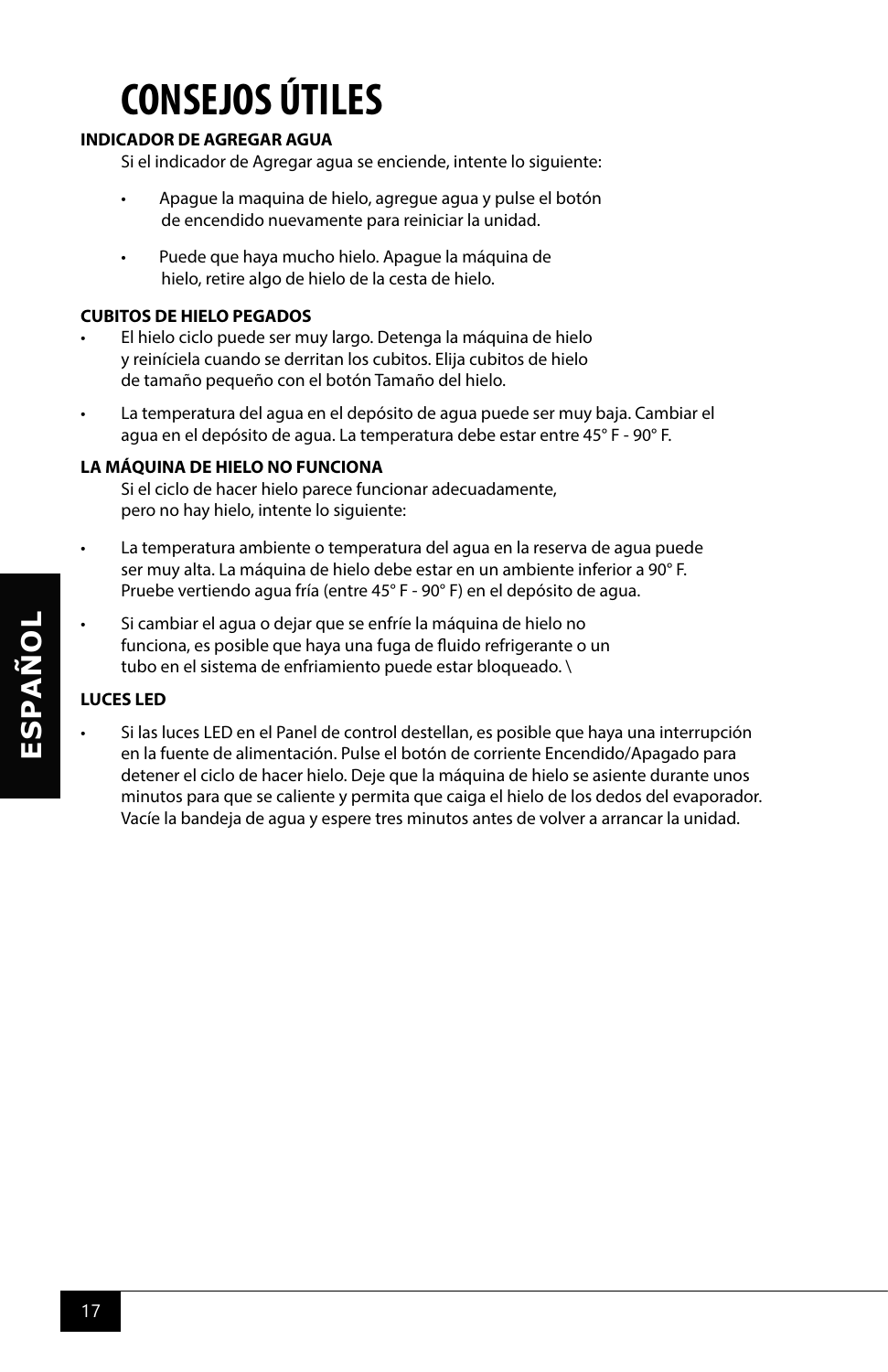# CONSEJOS ÚTILES

**INDICADOR DE AGREGAR AGUA**

Si el indicador de Agregar agua se enciende, intente lo siguiente:

- Apague la maquina de hielo, agregue agua y pulse el botón de encendido nuevamente para reiniciar la unidad.
- Puede que haya mucho hielo. Apague la máquina de hielo, retire algo de hielo de la cesta de hielo.

**CUBITOS DE HIELO PEGADOS**

- El hielo ciclo puede ser muy largo. Detenga la máquina de hielo y reiníciela cuando se derritan los cubitos. Elija cubitos de hielo de tamaño pequeño con el botón Tamaño del hielo.
- La temperatura del agua en el depósito de agua puede ser muy baja. Cambiar el agua en el depósito de agua. La temperatura debe estar entre 45° F - 90° F.

**LA MÁQUINA DE HIELO NO FUNCIONA**

Si el ciclo de hacer hielo parece funcionar adecuadamente, pero no hay hielo, intente lo siguiente:

- La temperatura ambiente o temperatura del agua en la reserva de agua puede ser muy alta. La máquina de hielo debe estar en un ambiente inferior a 90° F. Pruebe vertiendo agua fría (entre 45° F - 90° F) en el depósito de agua.
- Si cambiar el agua o dejar que se enfríe la máquina de hielo no funciona, es posible que haya una fuga de fluido refrigerante o un tubo en el sistema de enfriamiento puede estar bloqueado. \

**LUCES LED**

- Si las luces LED en el Panel de control destellan, es posible que haya una interrupción en la fuente de alimentación. Pulse el botón de corriente Encendido/Apagado para detener el ciclo de hacer hielo. Deje que la máquina de hielo se asiente durante unos minutos para que se caliente y permita que caiga el hielo de los dedos del evaporador. Vacíe la bandeja de agua y espere tres minutos antes de volver a arrancar la unidad.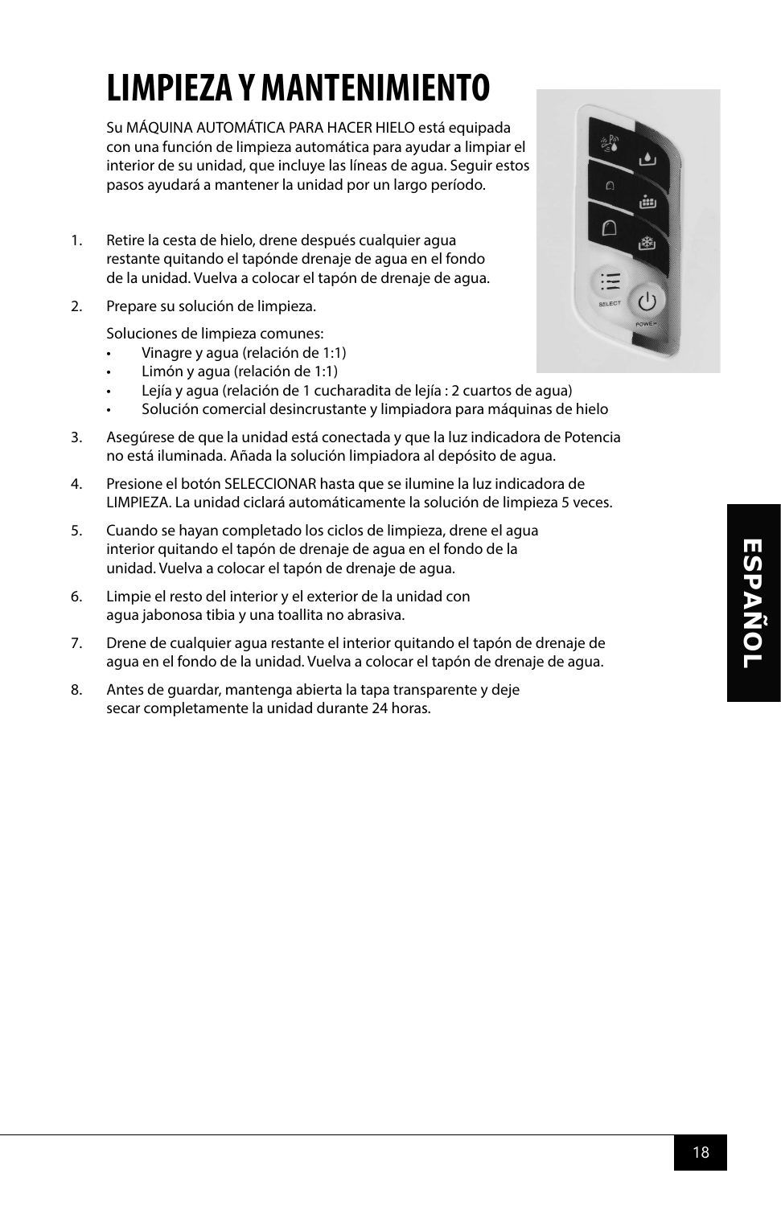# LIMPIEZA Y MANTENIMIENTO

Su MÁQUINA AUTOMÁTICA PARA HACER HIELO está equipada con una función de limpieza automática para ayudar a limpiar el interior de su unidad, que incluye las líneas de agua. Seguir estos pasos ayudará a mantener la unidad por un largo período.

1. Retire la cesta de hielo, drene después cualquier agua restante quitando el tapónde drenaje de agua en el fondo de la unidad. Vuelva a colocar el tapón de drenaje de agua.
2. Prepare su solución de limpieza.

   Soluciones de limpieza comunes:
   - Vinagre y agua (relación de 1:1)
   - Limón y agua (relación de 1:1)
   - Lejía y agua (relación de 1 cucharadita de lejía : 2 cuartos de agua)
   - Solución comercial desincrustante y limpiadora para máquinas de hielo
3. Asegúrese de que la unidad está conectada y que la luz indicadora de Potencia no está iluminada. Añada la solución limpiadora al depósito de agua.
4. Presione el botón SELECCIONAR hasta que se ilumine la luz indicadora de LIMPIEZA. La unidad ciclará automáticamente la solución de limpieza 5 veces.
5. Cuando se hayan completado los ciclos de limpieza, drene el agua interior quitando el tapón de drenaje de agua en el fondo de la unidad. Vuelva a colocar el tapón de drenaje de agua.
6. Limpie el resto del interior y el exterior de la unidad con agua jabonosa tibia y una toallita no abrasiva.
7. Drene de cualquier agua restante el interior quitando el tapón de drenaje de agua en el fondo de la unidad. Vuelva a colocar el tapón de drenaje de agua.
8. Antes de guardar, mantenga abierta la tapa transparente y deje secar completamente la unidad durante 24 horas.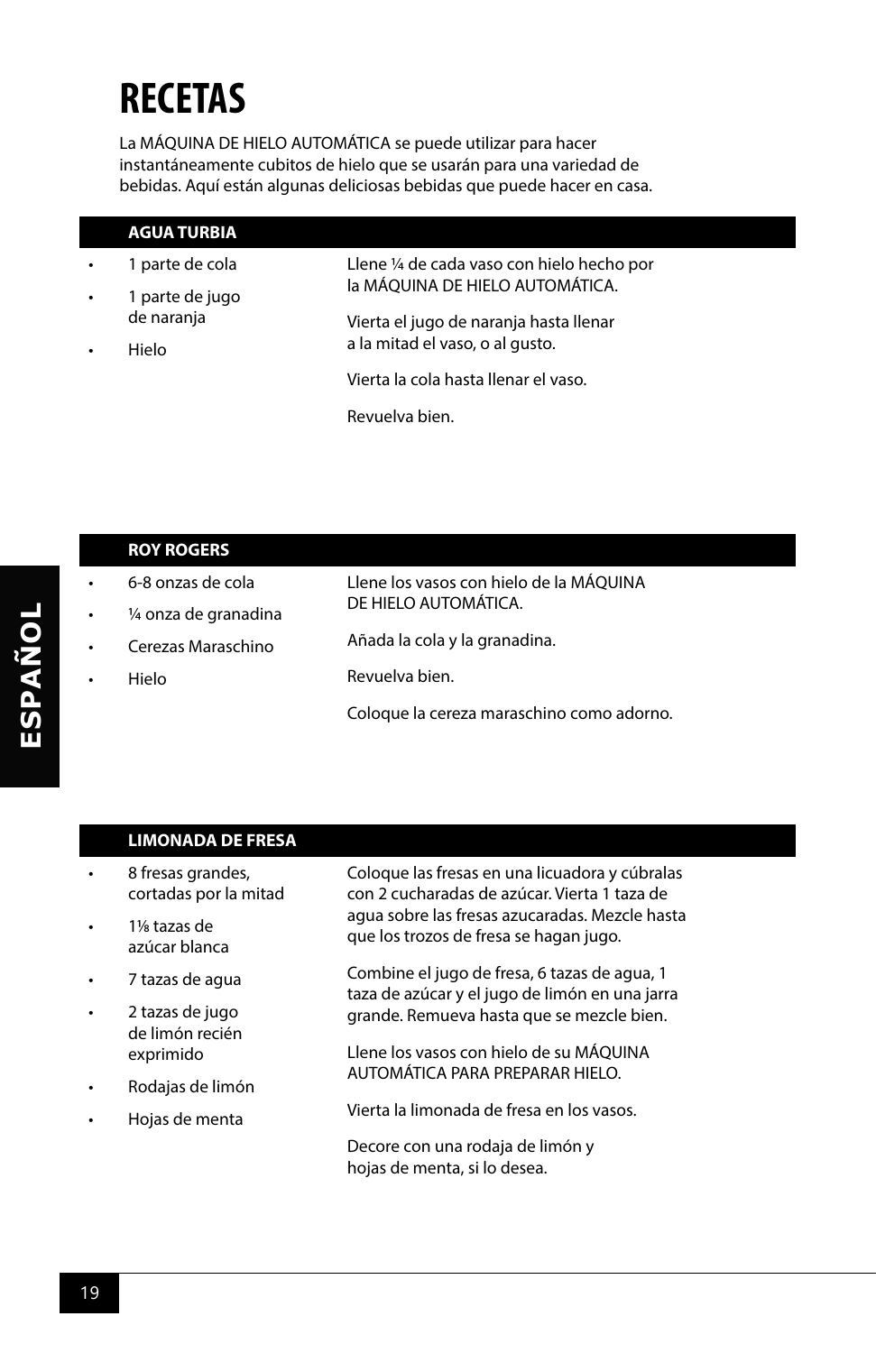# RECETAS

La MÁQUINA DE HIELO AUTOMÁTICA se puede utilizar para hacer instantáneamente cubitos de hielo que se usarán para una variedad de bebidas. Aquí están algunas deliciosas bebidas que puede hacer en casa.

## AGUA TURBIA

- 1 parte de cola
- 1 parte de jugo de naranja
- Hielo

Llene ¼ de cada vaso con hielo hecho por la MÁQUINA DE HIELO AUTOMÁTICA.

Vierta el jugo de naranja hasta llenar a la mitad el vaso, o al gusto.

Vierta la cola hasta llenar el vaso.

Revuelva bien.

## ROY ROGERS

- 6-8 onzas de cola
- ¼ onza de granadina
- Cerezas Maraschino
- Hielo

Llene los vasos con hielo de la MÁQUINA DE HIELO AUTOMÁTICA.

Añada la cola y la granadina.

Revuelva bien.

Coloque la cereza maraschino como adorno.

## LIMONADA DE FRESA

- 8 fresas grandes, cortadas por la mitad
- 1⅛ tazas de azúcar blanca
- 7 tazas de agua
- 2 tazas de jugo de limón recién exprimido
- Rodajas de limón
- Hojas de menta

Coloque las fresas en una licuadora y cúbralas con 2 cucharadas de azúcar. Vierta 1 taza de agua sobre las fresas azucaradas. Mezcle hasta que los trozos de fresa se hagan jugo.

Combine el jugo de fresa, 6 tazas de agua, 1 taza de azúcar y el jugo de limón en una jarra grande. Remueva hasta que se mezcle bien.

Llene los vasos con hielo de su MÁQUINA AUTOMÁTICA PARA PREPARAR HIELO.

Vierta la limonada de fresa en los vasos.

Decore con una rodaja de limón y hojas de menta, si lo desea.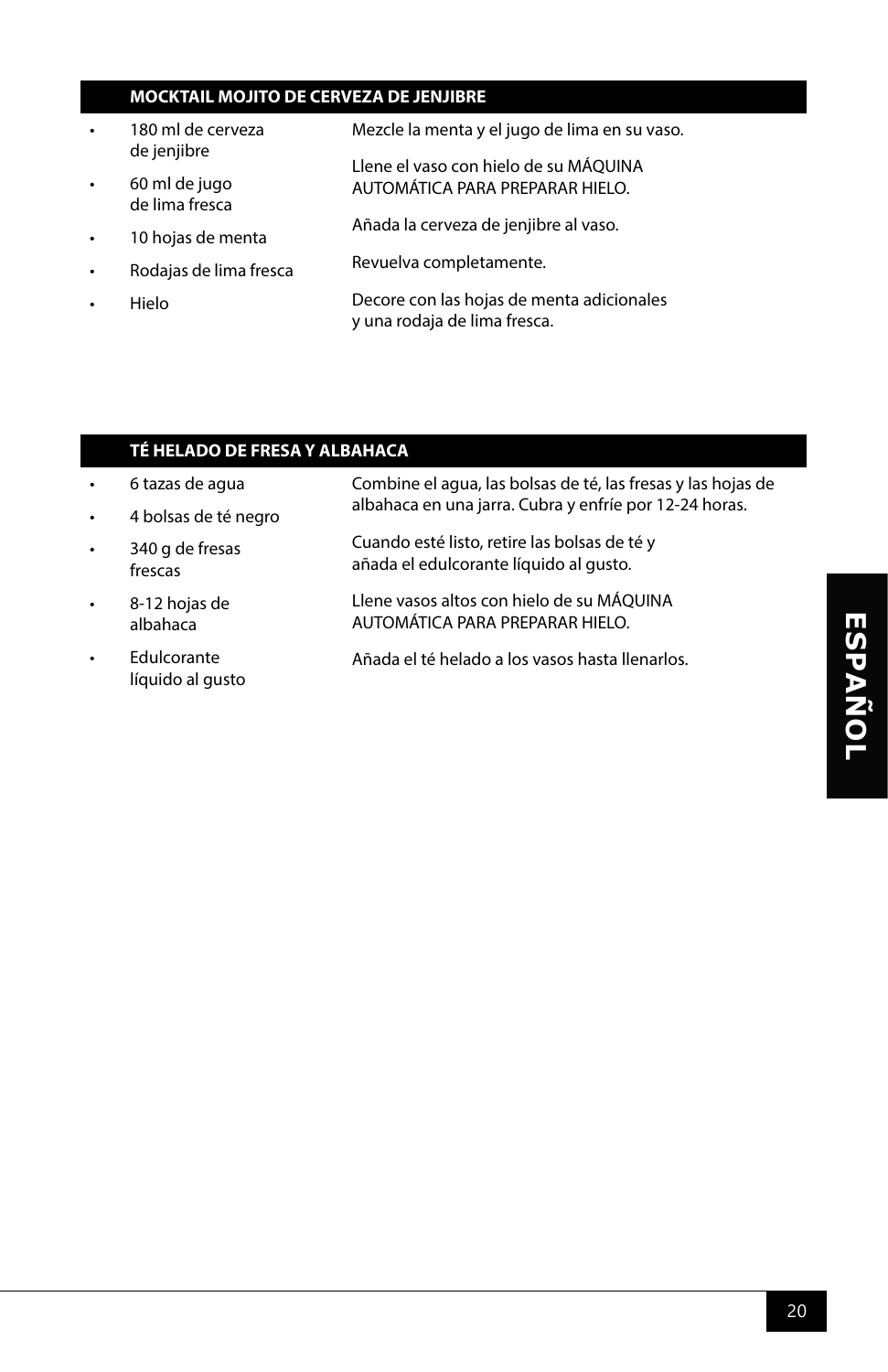## MOCKTAIL MOJITO DE CERVEZA DE JENJIBRE

- 180 ml de cerveza de jenjibre
- 60 ml de jugo de lima fresca
- 10 hojas de menta
- Rodajas de lima fresca
- Hielo

Mezcle la menta y el jugo de lima en su vaso.

Llene el vaso con hielo de su MÁQUINA AUTOMÁTICA PARA PREPARAR HIELO.

Añada la cerveza de jenjibre al vaso.

Revuelva completamente.

Decore con las hojas de menta adicionales y una rodaja de lima fresca.

## TÉ HELADO DE FRESA Y ALBAHACA

- 6 tazas de agua
- 4 bolsas de té negro
- 340 g de fresas frescas
- 8-12 hojas de albahaca
- Edulcorante líquido al gusto

Combine el agua, las bolsas de té, las fresas y las hojas de albahaca en una jarra. Cubra y enfríe por 12-24 horas.

Cuando esté listo, retire las bolsas de té y añada el edulcorante líquido al gusto.

Llene vasos altos con hielo de su MÁQUINA AUTOMÁTICA PARA PREPARAR HIELO.

Añada el té helado a los vasos hasta llenarlos.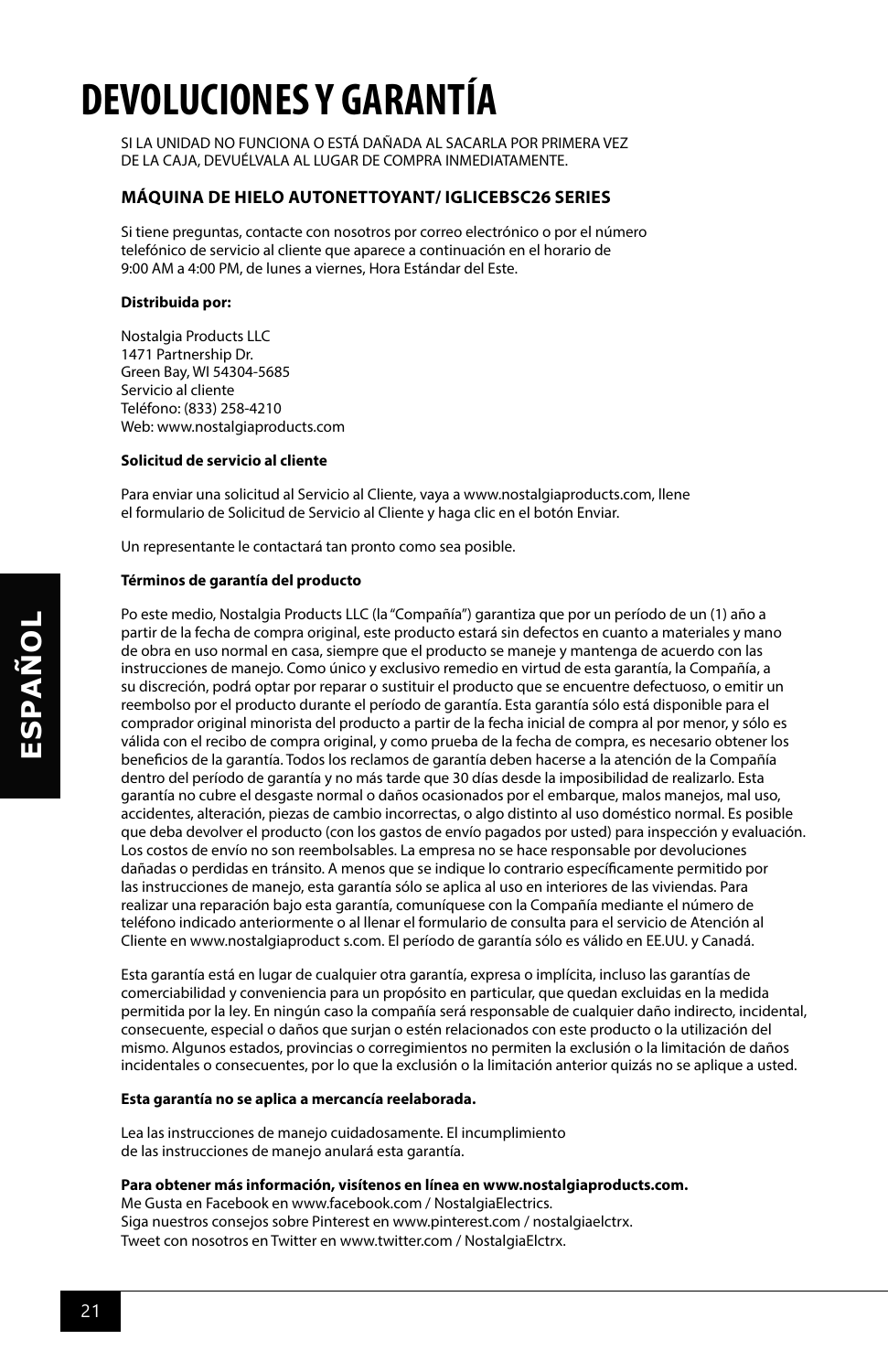# DEVOLUCIONES Y GARANTÍA

SI LA UNIDAD NO FUNCIONA O ESTÁ DAÑADA AL SACARLA POR PRIMERA VEZ DE LA CAJA, DEVUÉLVALA AL LUGAR DE COMPRA INMEDIATAMENTE.

**MÁQUINA DE HIELO AUTONETTOYANT/ IGLICEBSC26 SERIES**

Si tiene preguntas, contacte con nosotros por correo electrónico o por el número telefónico de servicio al cliente que aparece a continuación en el horario de 9:00 AM a 4:00 PM, de lunes a viernes, Hora Estándar del Este.

**Distribuida por:**

Nostalgia Products LLC
1471 Partnership Dr.
Green Bay, WI 54304-5685
Servicio al cliente
Teléfono: (833) 258-4210
Web: www.nostalgiaproducts.com

**Solicitud de servicio al cliente**

Para enviar una solicitud al Servicio al Cliente, vaya a www.nostalgiaproducts.com, llene el formulario de Solicitud de Servicio al Cliente y haga clic en el botón Enviar.

Un representante le contactará tan pronto como sea posible.

**Términos de garantía del producto**

Po este medio, Nostalgia Products LLC (la "Compañía") garantiza que por un período de un (1) año a partir de la fecha de compra original, este producto estará sin defectos en cuanto a materiales y mano de obra en uso normal en casa, siempre que el producto se maneje y mantenga de acuerdo con las instrucciones de manejo. Como único y exclusivo remedio en virtud de esta garantía, la Compañía, a su discreción, podrá optar por reparar o sustituir el producto que se encuentre defectuoso, o emitir un reembolso por el producto durante el período de garantía. Esta garantía sólo está disponible para el comprador original minorista del producto a partir de la fecha inicial de compra al por menor, y sólo es válida con el recibo de compra original, y como prueba de la fecha de compra, es necesario obtener los beneficios de la garantía. Todos los reclamos de garantía deben hacerse a la atención de la Compañía dentro del período de garantía y no más tarde que 30 días desde la imposibilidad de realizarlo. Esta garantía no cubre el desgaste normal o daños ocasionados por el embarque, malos manejos, mal uso, accidentes, alteración, piezas de cambio incorrectas, o algo distinto al uso doméstico normal. Es posible que deba devolver el producto (con los gastos de envío pagados por usted) para inspección y evaluación. Los costos de envío no son reembolsables. La empresa no se hace responsable por devoluciones dañadas o perdidas en tránsito. A menos que se indique lo contrario específicamente permitido por las instrucciones de manejo, esta garantía sólo se aplica al uso en interiores de las viviendas. Para realizar una reparación bajo esta garantía, comuníquese con la Compañía mediante el número de teléfono indicado anteriormente o al llenar el formulario de consulta para el servicio de Atención al Cliente en www.nostalgiaproduct s.com. El período de garantía sólo es válido en EE.UU. y Canadá.

Esta garantía está en lugar de cualquier otra garantía, expresa o implícita, incluso las garantías de comerciabilidad y conveniencia para un propósito en particular, que quedan excluidas en la medida permitida por la ley. En ningún caso la compañía será responsable de cualquier daño indirecto, incidental, consecuente, especial o daños que surjan o estén relacionados con este producto o la utilización del mismo. Algunos estados, provincias o corregimientos no permiten la exclusión o la limitación de daños incidentales o consecuentes, por lo que la exclusión o la limitación anterior quizás no se aplique a usted.

**Esta garantía no se aplica a mercancía reelaborada.**

Lea las instrucciones de manejo cuidadosamente. El incumplimiento de las instrucciones de manejo anulará esta garantía.

**Para obtener más información, visítenos en línea en www.nostalgiaproducts.com.**
Me Gusta en Facebook en www.facebook.com / NostalgiaElectrics.
Siga nuestros consejos sobre Pinterest en www.pinterest.com / nostalgiaelctrx.
Tweet con nosotros en Twitter en www.twitter.com / NostalgiaElctrx.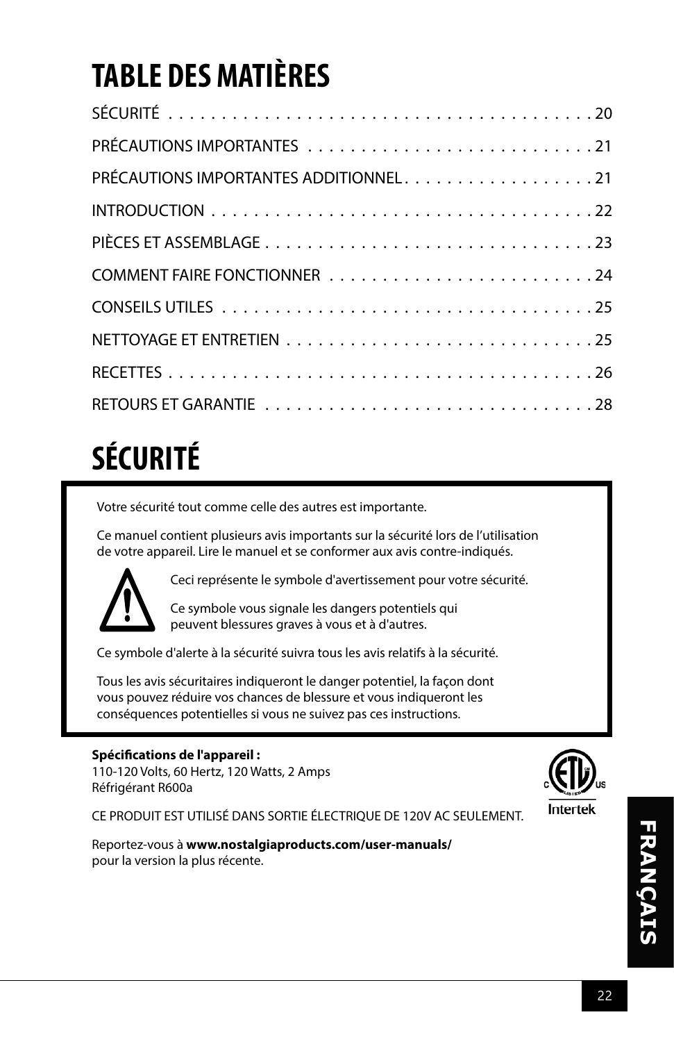# TABLE DES MATIÈRES

| | |
|---|---|
| SÉCURITÉ | 20 |
| PRÉCAUTIONS IMPORTANTES | 21 |
| PRÉCAUTIONS IMPORTANTES ADDITIONNEL | 21 |
| INTRODUCTION | 22 |
| PIÈCES ET ASSEMBLAGE | 23 |
| COMMENT FAIRE FONCTIONNER | 24 |
| CONSEILS UTILES | 25 |
| NETTOYAGE ET ENTRETIEN | 25 |
| RECETTES | 26 |
| RETOURS ET GARANTIE | 28 |

# SÉCURITÉ

Votre sécurité tout comme celle des autres est importante.

Ce manuel contient plusieurs avis importants sur la sécurité lors de l'utilisation de votre appareil. Lire le manuel et se conformer aux avis contre-indiqués.

Ceci représente le symbole d'avertissement pour votre sécurité.

Ce symbole vous signale les dangers potentiels qui peuvent blessures graves à vous et à d'autres.

Ce symbole d'alerte à la sécurité suivra tous les avis relatifs à la sécurité.

Tous les avis sécuritaires indiqueront le danger potentiel, la façon dont vous pouvez réduire vos chances de blessure et vous indiqueront les conséquences potentielles si vous ne suivez pas ces instructions.

**Spécifications de l'appareil :**
110-120 Volts, 60 Hertz, 120 Watts, 2 Amps
Réfrigérant R600a

CE PRODUIT EST UTILISÉ DANS SORTIE ÉLECTRIQUE DE 120V AC SEULEMENT.

Reportez-vous à **www.nostalgiaproducts.com/user-manuals/** pour la version la plus récente.

FRANÇAIS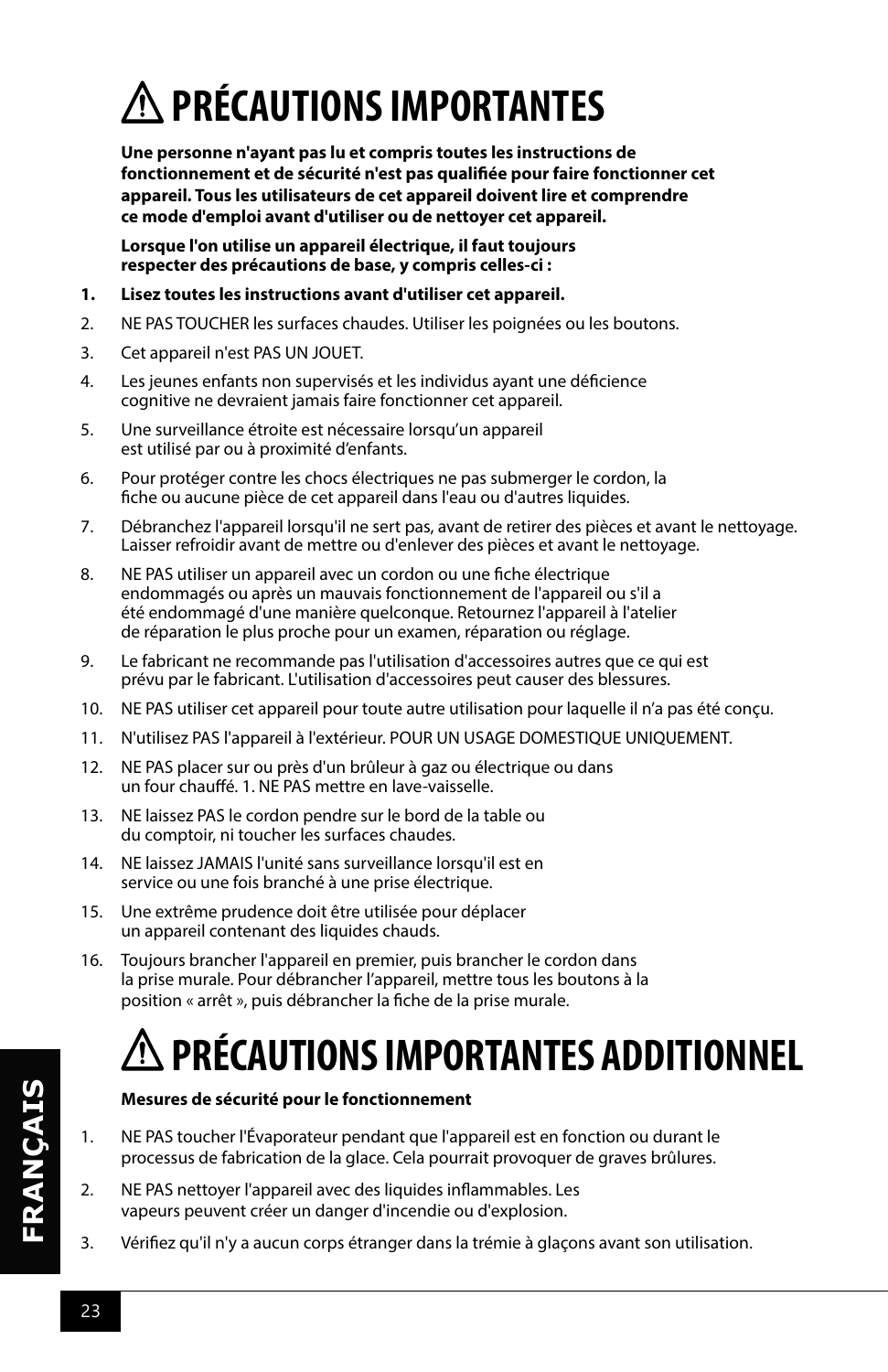# ⚠ PRÉCAUTIONS IMPORTANTES

**Une personne n'ayant pas lu et compris toutes les instructions de fonctionnement et de sécurité n'est pas qualifiée pour faire fonctionner cet appareil. Tous les utilisateurs de cet appareil doivent lire et comprendre ce mode d'emploi avant d'utiliser ou de nettoyer cet appareil.**

**Lorsque l'on utilise un appareil électrique, il faut toujours respecter des précautions de base, y compris celles-ci :**

1. **Lisez toutes les instructions avant d'utiliser cet appareil.**
2. NE PAS TOUCHER les surfaces chaudes. Utiliser les poignées ou les boutons.
3. Cet appareil n'est PAS UN JOUET.
4. Les jeunes enfants non supervisés et les individus ayant une déficience cognitive ne devraient jamais faire fonctionner cet appareil.
5. Une surveillance étroite est nécessaire lorsqu'un appareil est utilisé par ou à proximité d'enfants.
6. Pour protéger contre les chocs électriques ne pas submerger le cordon, la fiche ou aucune pièce de cet appareil dans l'eau ou d'autres liquides.
7. Débranchez l'appareil lorsqu'il ne sert pas, avant de retirer des pièces et avant le nettoyage. Laisser refroidir avant de mettre ou d'enlever des pièces et avant le nettoyage.
8. NE PAS utiliser un appareil avec un cordon ou une fiche électrique endommagés ou après un mauvais fonctionnement de l'appareil ou s'il a été endommagé d'une manière quelconque. Retournez l'appareil à l'atelier de réparation le plus proche pour un examen, réparation ou réglage.
9. Le fabricant ne recommande pas l'utilisation d'accessoires autres que ce qui est prévu par le fabricant. L'utilisation d'accessoires peut causer des blessures.
10. NE PAS utiliser cet appareil pour toute autre utilisation pour laquelle il n'a pas été conçu.
11. N'utilisez PAS l'appareil à l'extérieur. POUR UN USAGE DOMESTIQUE UNIQUEMENT.
12. NE PAS placer sur ou près d'un brûleur à gaz ou électrique ou dans un four chauffé. 1. NE PAS mettre en lave-vaisselle.
13. NE laissez PAS le cordon pendre sur le bord de la table ou du comptoir, ni toucher les surfaces chaudes.
14. NE laissez JAMAIS l'unité sans surveillance lorsqu'il est en service ou une fois branché à une prise électrique.
15. Une extrême prudence doit être utilisée pour déplacer un appareil contenant des liquides chauds.
16. Toujours brancher l'appareil en premier, puis brancher le cordon dans la prise murale. Pour débrancher l'appareil, mettre tous les boutons à la position « arrêt », puis débrancher la fiche de la prise murale.

# ⚠ PRÉCAUTIONS IMPORTANTES ADDITIONNEL

**Mesures de sécurité pour le fonctionnement**

1. NE PAS toucher l'Évaporateur pendant que l'appareil est en fonction ou durant le processus de fabrication de la glace. Cela pourrait provoquer de graves brûlures.
2. NE PAS nettoyer l'appareil avec des liquides inflammables. Les vapeurs peuvent créer un danger d'incendie ou d'explosion.
3. Vérifiez qu'il n'y a aucun corps étranger dans la trémie à glaçons avant son utilisation.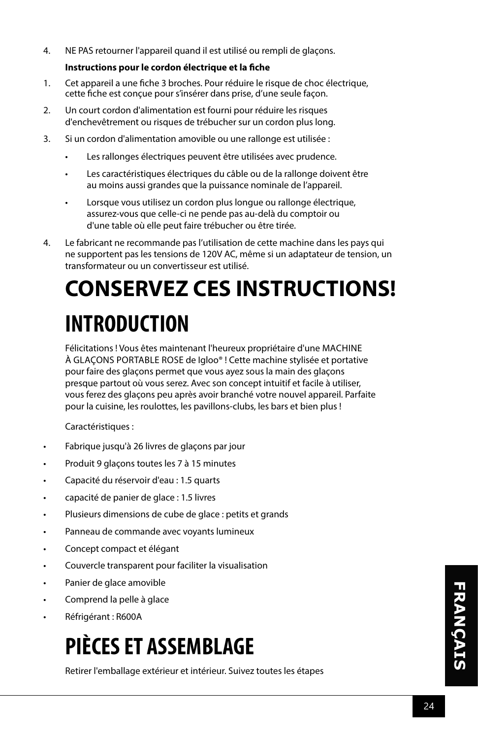4. NE PAS retourner l'appareil quand il est utilisé ou rempli de glaçons.

**Instructions pour le cordon électrique et la fiche**

1. Cet appareil a une fiche 3 broches. Pour réduire le risque de choc électrique, cette fiche est conçue pour s'insérer dans prise, d'une seule façon.
2. Un court cordon d'alimentation est fourni pour réduire les risques d'enchevêtrement ou risques de trébucher sur un cordon plus long.
3. Si un cordon d'alimentation amovible ou une rallonge est utilisée :
   - Les rallonges électriques peuvent être utilisées avec prudence.
   - Les caractéristiques électriques du câble ou de la rallonge doivent être au moins aussi grandes que la puissance nominale de l'appareil.
   - Lorsque vous utilisez un cordon plus longue ou rallonge électrique, assurez-vous que celle-ci ne pende pas au-delà du comptoir ou d'une table où elle peut faire trébucher ou être tirée.
4. Le fabricant ne recommande pas l'utilisation de cette machine dans les pays qui ne supportent pas les tensions de 120V AC, même si un adaptateur de tension, un transformateur ou un convertisseur est utilisé.

# CONSERVEZ CES INSTRUCTIONS!

# INTRODUCTION

Félicitations ! Vous êtes maintenant l'heureux propriétaire d'une MACHINE À GLAÇONS PORTABLE ROSE de Igloo® ! Cette machine stylisée et portative pour faire des glaçons permet que vous ayez sous la main des glaçons presque partout où vous serez. Avec son concept intuitif et facile à utiliser, vous ferez des glaçons peu après avoir branché votre nouvel appareil. Parfaite pour la cuisine, les roulottes, les pavillons-clubs, les bars et bien plus !

Caractéristiques :

- Fabrique jusqu'à 26 livres de glaçons par jour
- Produit 9 glaçons toutes les 7 à 15 minutes
- Capacité du réservoir d'eau : 1.5 quarts
- capacité de panier de glace : 1.5 livres
- Plusieurs dimensions de cube de glace : petits et grands
- Panneau de commande avec voyants lumineux
- Concept compact et élégant
- Couvercle transparent pour faciliter la visualisation
- Panier de glace amovible
- Comprend la pelle à glace
- Réfrigérant : R600A

# PIÈCES ET ASSEMBLAGE

Retirer l'emballage extérieur et intérieur. Suivez toutes les étapes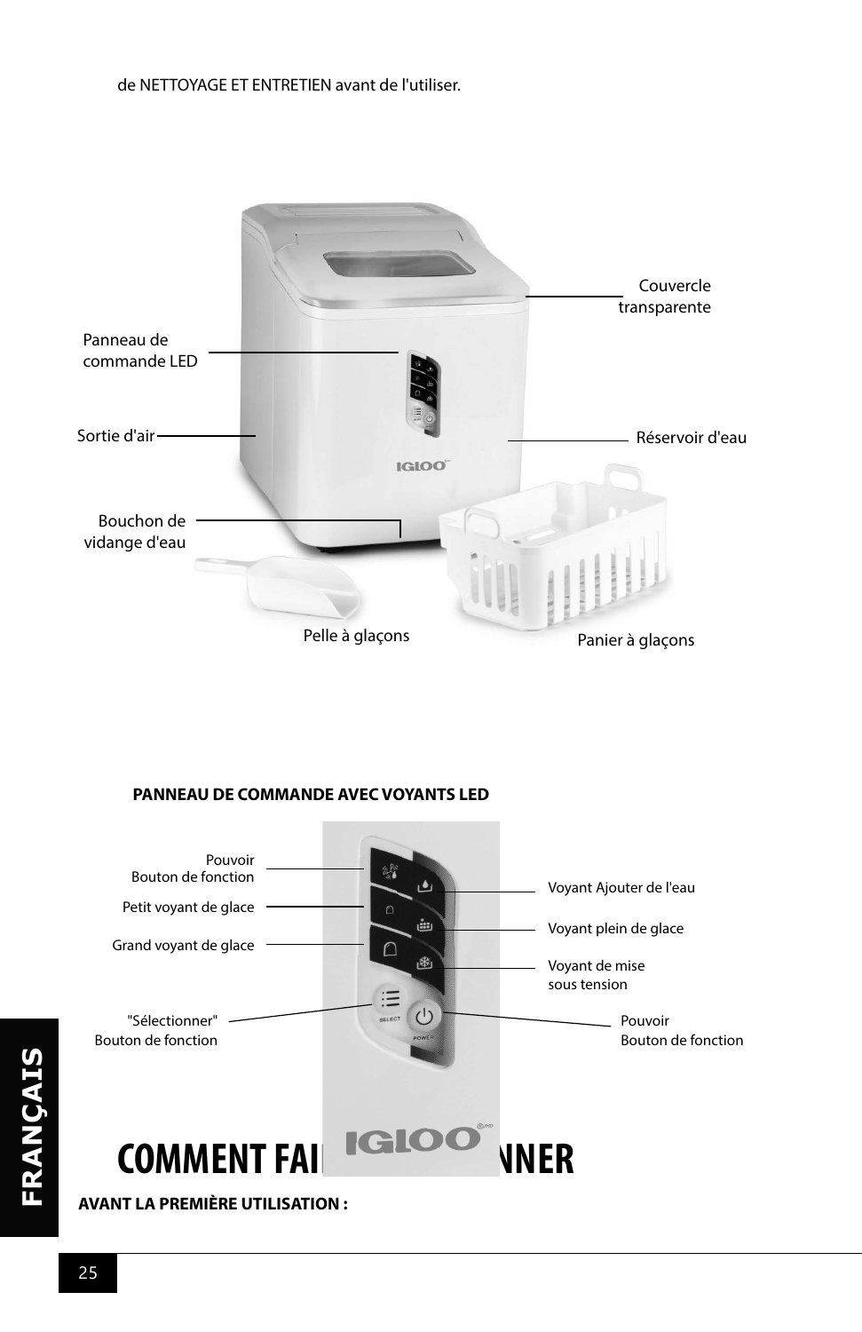de NETTOYAGE ET ENTRETIEN avant de l'utiliser.

Couvercle transparente

Panneau de commande LED

Sortie d'air

Réservoir d'eau

Bouchon de vidange d'eau

Pelle à glaçons

Panier à glaçons

**PANNEAU DE COMMANDE AVEC VOYANTS LED**

Pouvoir Bouton de fonction

Petit voyant de glace

Grand voyant de glace

"Sélectionner" Bouton de fonction

Voyant Ajouter de l'eau

Voyant plein de glace

Voyant de mise sous tension

Pouvoir Bouton de fonction

# COMMENT FAI[...]NNER

**AVANT LA PREMIÈRE UTILISATION :**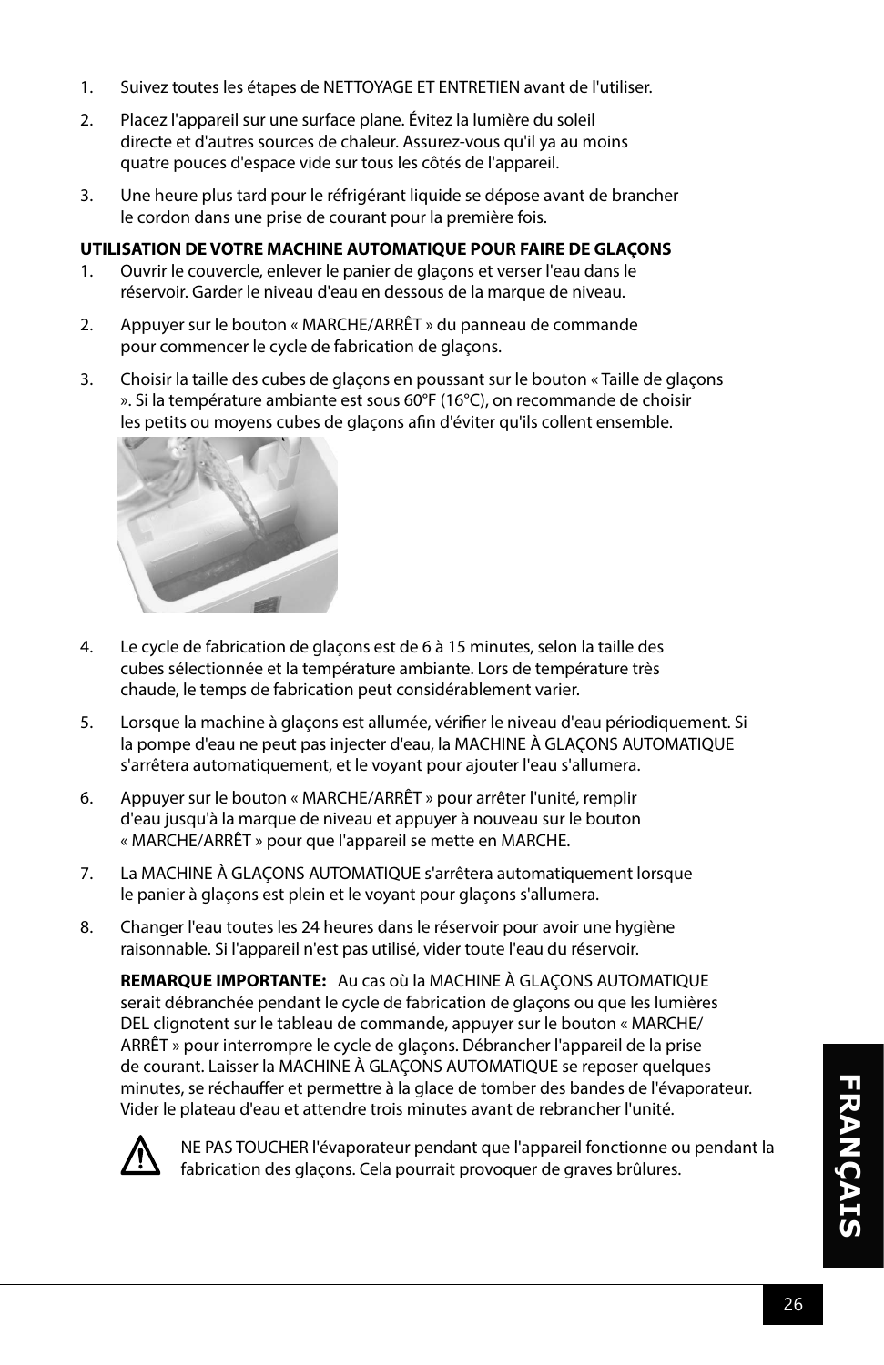1. Suivez toutes les étapes de NETTOYAGE ET ENTRETIEN avant de l'utiliser.

2. Placez l'appareil sur une surface plane. Évitez la lumière du soleil directe et d'autres sources de chaleur. Assurez-vous qu'il ya au moins quatre pouces d'espace vide sur tous les côtés de l'appareil.

3. Une heure plus tard pour le réfrigérant liquide se dépose avant de brancher le cordon dans une prise de courant pour la première fois.

**UTILISATION DE VOTRE MACHINE AUTOMATIQUE POUR FAIRE DE GLAÇONS**

1. Ouvrir le couvercle, enlever le panier de glaçons et verser l'eau dans le réservoir. Garder le niveau d'eau en dessous de la marque de niveau.

2. Appuyer sur le bouton « MARCHE/ARRÊT » du panneau de commande pour commencer le cycle de fabrication de glaçons.

3. Choisir la taille des cubes de glaçons en poussant sur le bouton « Taille de glaçons ». Si la température ambiante est sous 60°F (16°C), on recommande de choisir les petits ou moyens cubes de glaçons afin d'éviter qu'ils collent ensemble.

4. Le cycle de fabrication de glaçons est de 6 à 15 minutes, selon la taille des cubes sélectionnée et la température ambiante. Lors de température très chaude, le temps de fabrication peut considérablement varier.

5. Lorsque la machine à glaçons est allumée, vérifier le niveau d'eau périodiquement. Si la pompe d'eau ne peut pas injecter d'eau, la MACHINE À GLAÇONS AUTOMATIQUE s'arrêtera automatiquement, et le voyant pour ajouter l'eau s'allumera.

6. Appuyer sur le bouton « MARCHE/ARRÊT » pour arrêter l'unité, remplir d'eau jusqu'à la marque de niveau et appuyer à nouveau sur le bouton « MARCHE/ARRÊT » pour que l'appareil se mette en MARCHE.

7. La MACHINE À GLAÇONS AUTOMATIQUE s'arrêtera automatiquement lorsque le panier à glaçons est plein et le voyant pour glaçons s'allumera.

8. Changer l'eau toutes les 24 heures dans le réservoir pour avoir une hygiène raisonnable. Si l'appareil n'est pas utilisé, vider toute l'eau du réservoir.

   **REMARQUE IMPORTANTE:** Au cas où la MACHINE À GLAÇONS AUTOMATIQUE serait débranchée pendant le cycle de fabrication de glaçons ou que les lumières DEL clignotent sur le tableau de commande, appuyer sur le bouton « MARCHE/ARRÊT » pour interrompre le cycle de glaçons. Débrancher l'appareil de la prise de courant. Laisser la MACHINE À GLAÇONS AUTOMATIQUE se reposer quelques minutes, se réchauffer et permettre à la glace de tomber des bandes de l'évaporateur. Vider le plateau d'eau et attendre trois minutes avant de rebrancher l'unité.

   ⚠ NE PAS TOUCHER l'évaporateur pendant que l'appareil fonctionne ou pendant la fabrication des glaçons. Cela pourrait provoquer de graves brûlures.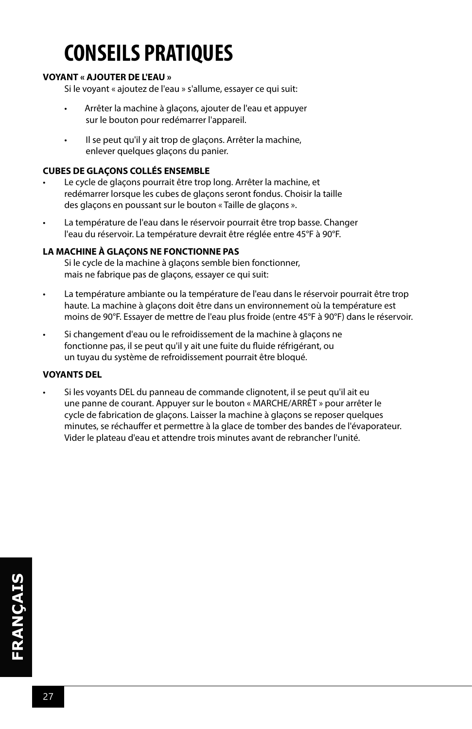# CONSEILS PRATIQUES

**VOYANT « AJOUTER DE L'EAU »**

Si le voyant « ajoutez de l'eau » s'allume, essayer ce qui suit:

- Arrêter la machine à glaçons, ajouter de l'eau et appuyer sur le bouton pour redémarrer l'appareil.
- Il se peut qu'il y ait trop de glaçons. Arrêter la machine, enlever quelques glaçons du panier.

**CUBES DE GLAÇONS COLLÉS ENSEMBLE**

- Le cycle de glaçons pourrait être trop long. Arrêter la machine, et redémarrer lorsque les cubes de glaçons seront fondus. Choisir la taille des glaçons en poussant sur le bouton « Taille de glaçons ».
- La température de l'eau dans le réservoir pourrait être trop basse. Changer l'eau du réservoir. La température devrait être réglée entre 45°F à 90°F.

**LA MACHINE À GLAÇONS NE FONCTIONNE PAS**

Si le cycle de la machine à glaçons semble bien fonctionner, mais ne fabrique pas de glaçons, essayer ce qui suit:

- La température ambiante ou la température de l'eau dans le réservoir pourrait être trop haute. La machine à glaçons doit être dans un environnement où la température est moins de 90°F. Essayer de mettre de l'eau plus froide (entre 45°F à 90°F) dans le réservoir.
- Si changement d'eau ou le refroidissement de la machine à glaçons ne fonctionne pas, il se peut qu'il y ait une fuite du fluide réfrigérant, ou un tuyau du système de refroidissement pourrait être bloqué.

**VOYANTS DEL**

- Si les voyants DEL du panneau de commande clignotent, il se peut qu'il ait eu une panne de courant. Appuyer sur le bouton « MARCHE/ARRÊT » pour arrêter le cycle de fabrication de glaçons. Laisser la machine à glaçons se reposer quelques minutes, se réchauffer et permettre à la glace de tomber des bandes de l'évaporateur. Vider le plateau d'eau et attendre trois minutes avant de rebrancher l'unité.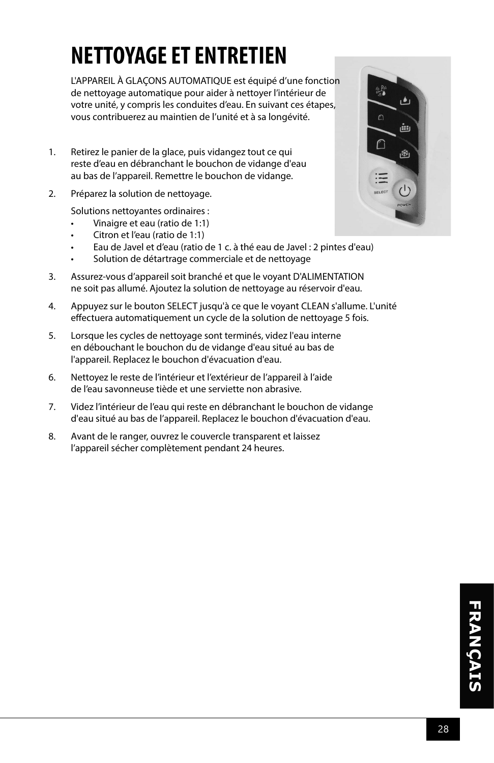# NETTOYAGE ET ENTRETIEN

L'APPAREIL À GLAÇONS AUTOMATIQUE est équipé d'une fonction de nettoyage automatique pour aider à nettoyer l'intérieur de votre unité, y compris les conduites d'eau. En suivant ces étapes, vous contribuerez au maintien de l'unité et à sa longévité.

1. Retirez le panier de la glace, puis vidangez tout ce qui reste d'eau en débranchant le bouchon de vidange d'eau au bas de l'appareil. Remettre le bouchon de vidange.
2. Préparez la solution de nettoyage.

   Solutions nettoyantes ordinaires :
   - Vinaigre et eau (ratio de 1:1)
   - Citron et l'eau (ratio de 1:1)
   - Eau de Javel et d'eau (ratio de 1 c. à thé eau de Javel : 2 pintes d'eau)
   - Solution de détartrage commerciale et de nettoyage
3. Assurez-vous d'appareil soit branché et que le voyant D'ALIMENTATION ne soit pas allumé. Ajoutez la solution de nettoyage au réservoir d'eau.
4. Appuyez sur le bouton SELECT jusqu'à ce que le voyant CLEAN s'allume. L'unité effectuera automatiquement un cycle de la solution de nettoyage 5 fois.
5. Lorsque les cycles de nettoyage sont terminés, videz l'eau interne en débouchant le bouchon du de vidange d'eau situé au bas de l'appareil. Replacez le bouchon d'évacuation d'eau.
6. Nettoyez le reste de l'intérieur et l'extérieur de l'appareil à l'aide de l'eau savonneuse tiède et une serviette non abrasive.
7. Videz l'intérieur de l'eau qui reste en débranchant le bouchon de vidange d'eau situé au bas de l'appareil. Replacez le bouchon d'évacuation d'eau.
8. Avant de le ranger, ouvrez le couvercle transparent et laissez l'appareil sécher complètement pendant 24 heures.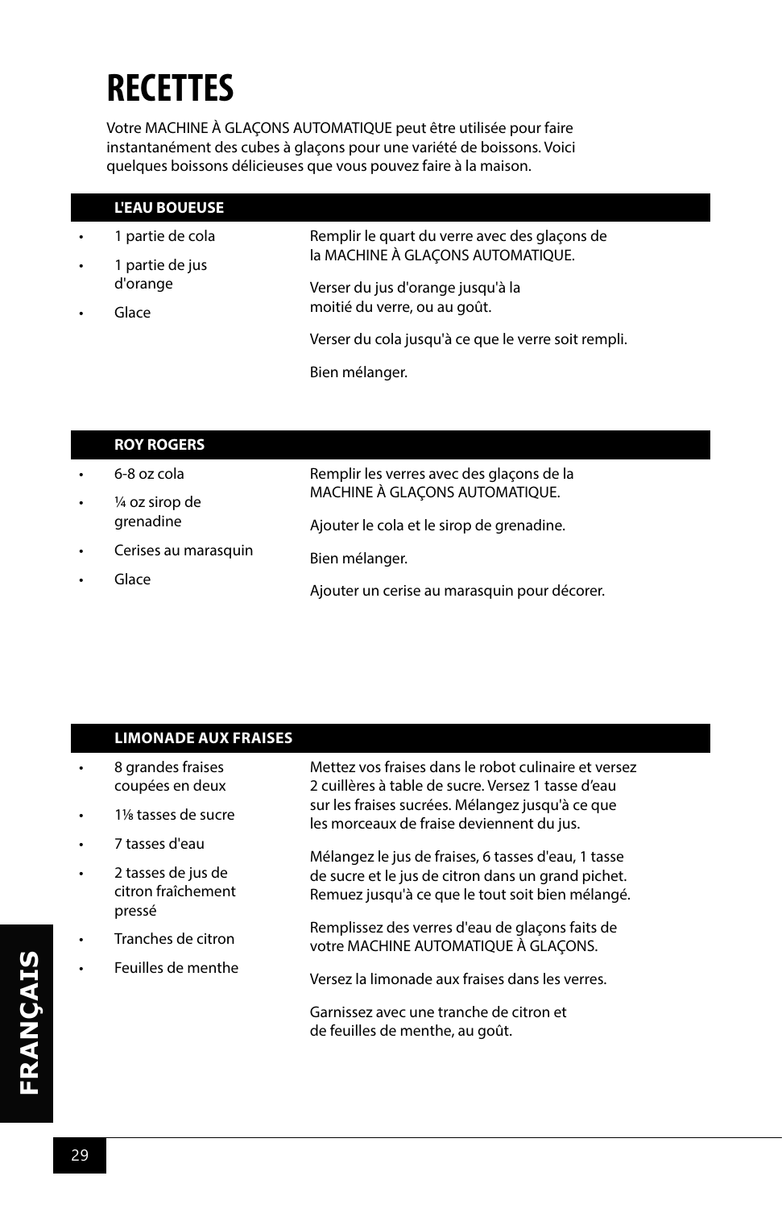# RECETTES

Votre MACHINE À GLAÇONS AUTOMATIQUE peut être utilisée pour faire instantanément des cubes à glaçons pour une variété de boissons. Voici quelques boissons délicieuses que vous pouvez faire à la maison.

## L'EAU BOUEUSE

- 1 partie de cola
- 1 partie de jus d'orange
- Glace

Remplir le quart du verre avec des glaçons de la MACHINE À GLAÇONS AUTOMATIQUE.

Verser du jus d'orange jusqu'à la moitié du verre, ou au goût.

Verser du cola jusqu'à ce que le verre soit rempli.

Bien mélanger.

## ROY ROGERS

- 6-8 oz cola
- ¼ oz sirop de grenadine
- Cerises au marasquin
- Glace

Remplir les verres avec des glaçons de la MACHINE À GLAÇONS AUTOMATIQUE.

Ajouter le cola et le sirop de grenadine.

Bien mélanger.

Ajouter un cerise au marasquin pour décorer.

## LIMONADE AUX FRAISES

- 8 grandes fraises coupées en deux
- 1⅛ tasses de sucre
- 7 tasses d'eau
- 2 tasses de jus de citron fraîchement pressé
- Tranches de citron
- Feuilles de menthe

Mettez vos fraises dans le robot culinaire et versez 2 cuillères à table de sucre. Versez 1 tasse d'eau sur les fraises sucrées. Mélangez jusqu'à ce que les morceaux de fraise deviennent du jus.

Mélangez le jus de fraises, 6 tasses d'eau, 1 tasse de sucre et le jus de citron dans un grand pichet. Remuez jusqu'à ce que le tout soit bien mélangé.

Remplissez des verres d'eau de glaçons faits de votre MACHINE AUTOMATIQUE À GLAÇONS.

Versez la limonade aux fraises dans les verres.

Garnissez avec une tranche de citron et de feuilles de menthe, au goût.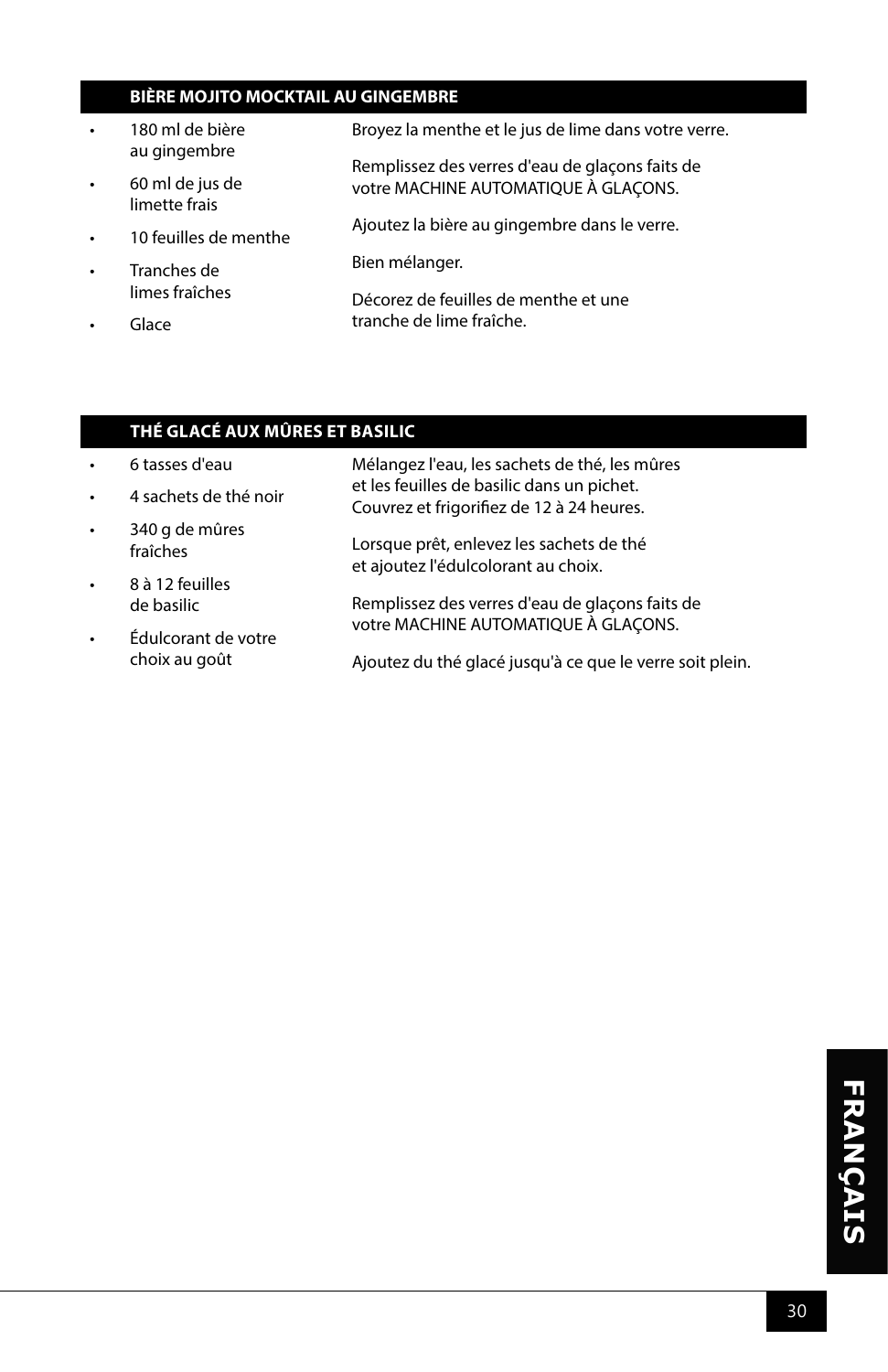## BIÈRE MOJITO MOCKTAIL AU GINGEMBRE

- 180 ml de bière au gingembre
- 60 ml de jus de limette frais
- 10 feuilles de menthe
- Tranches de limes fraîches
- Glace

Broyez la menthe et le jus de lime dans votre verre.

Remplissez des verres d'eau de glaçons faits de votre MACHINE AUTOMATIQUE À GLAÇONS.

Ajoutez la bière au gingembre dans le verre.

Bien mélanger.

Décorez de feuilles de menthe et une tranche de lime fraîche.

## THÉ GLACÉ AUX MÛRES ET BASILIC

- 6 tasses d'eau
- 4 sachets de thé noir
- 340 g de mûres fraîches
- 8 à 12 feuilles de basilic
- Édulcorant de votre choix au goût

Mélangez l'eau, les sachets de thé, les mûres et les feuilles de basilic dans un pichet. Couvrez et frigorifiez de 12 à 24 heures.

Lorsque prêt, enlevez les sachets de thé et ajoutez l'édulcolorant au choix.

Remplissez des verres d'eau de glaçons faits de votre MACHINE AUTOMATIQUE À GLAÇONS.

Ajoutez du thé glacé jusqu'à ce que le verre soit plein.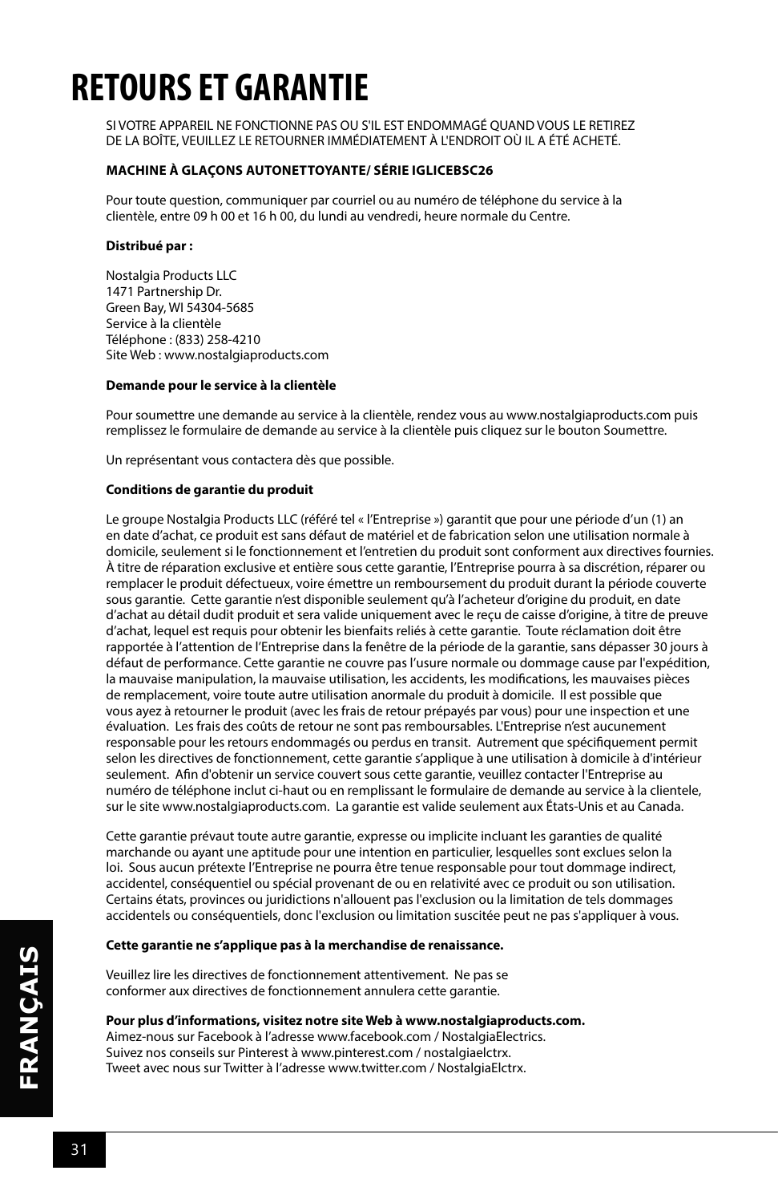# RETOURS ET GARANTIE

SI VOTRE APPAREIL NE FONCTIONNE PAS OU S'IL EST ENDOMMAGÉ QUAND VOUS LE RETIREZ DE LA BOÎTE, VEUILLEZ LE RETOURNER IMMÉDIATEMENT À L'ENDROIT OÙ IL A ÉTÉ ACHETÉ.

**MACHINE À GLAÇONS AUTONETTOYANTE/ SÉRIE IGLICEBSC26**

Pour toute question, communiquer par courriel ou au numéro de téléphone du service à la clientèle, entre 09 h 00 et 16 h 00, du lundi au vendredi, heure normale du Centre.

**Distribué par :**

Nostalgia Products LLC
1471 Partnership Dr.
Green Bay, WI 54304-5685
Service à la clientèle
Téléphone : (833) 258-4210
Site Web : www.nostalgiaproducts.com

**Demande pour le service à la clientèle**

Pour soumettre une demande au service à la clientèle, rendez vous au www.nostalgiaproducts.com puis remplissez le formulaire de demande au service à la clientèle puis cliquez sur le bouton Soumettre.

Un représentant vous contactera dès que possible.

**Conditions de garantie du produit**

Le groupe Nostalgia Products LLC (référé tel « l'Entreprise ») garantit que pour une période d'un (1) an en date d'achat, ce produit est sans défaut de matériel et de fabrication selon une utilisation normale à domicile, seulement si le fonctionnement et l'entretien du produit sont conforment aux directives fournies. À titre de réparation exclusive et entière sous cette garantie, l'Entreprise pourra à sa discrétion, réparer ou remplacer le produit défectueux, voire émettre un remboursement du produit durant la période couverte sous garantie. Cette garantie n'est disponible seulement qu'à l'acheteur d'origine du produit, en date d'achat au détail dudit produit et sera valide uniquement avec le reçu de caisse d'origine, à titre de preuve d'achat, lequel est requis pour obtenir les bienfaits reliés à cette garantie. Toute réclamation doit être rapportée à l'attention de l'Entreprise dans la fenêtre de la période de la garantie, sans dépasser 30 jours à défaut de performance. Cette garantie ne couvre pas l'usure normale ou dommage cause par l'expédition, la mauvaise manipulation, la mauvaise utilisation, les accidents, les modifications, les mauvaises pièces de remplacement, voire toute autre utilisation anormale du produit à domicile. Il est possible que vous ayez à retourner le produit (avec les frais de retour prépayés par vous) pour une inspection et une évaluation. Les frais des coûts de retour ne sont pas remboursables. L'Entreprise n'est aucunement responsable pour les retours endommagés ou perdus en transit. Autrement que spécifiquement permit selon les directives de fonctionnement, cette garantie s'applique à une utilisation à domicile à d'intérieur seulement. Afin d'obtenir un service couvert sous cette garantie, veuillez contacter l'Entreprise au numéro de téléphone inclut ci-haut ou en remplissant le formulaire de demande au service à la clientele, sur le site www.nostalgiaproducts.com. La garantie est valide seulement aux États-Unis et au Canada.

Cette garantie prévaut toute autre garantie, expresse ou implicite incluant les garanties de qualité marchande ou ayant une aptitude pour une intention en particulier, lesquelles sont exclues selon la loi. Sous aucun prétexte l'Entreprise ne pourra être tenue responsable pour tout dommage indirect, accidentel, conséquentiel ou spécial provenant de ou en relativité avec ce produit ou son utilisation. Certains états, provinces ou juridictions n'allouent pas l'exclusion ou la limitation de tels dommages accidentels ou conséquentiels, donc l'exclusion ou limitation suscitée peut ne pas s'appliquer à vous.

**Cette garantie ne s'applique pas à la merchandise de renaissance.**

Veuillez lire les directives de fonctionnement attentivement. Ne pas se conformer aux directives de fonctionnement annulera cette garantie.

**Pour plus d'informations, visitez notre site Web à www.nostalgiaproducts.com.**
Aimez-nous sur Facebook à l'adresse www.facebook.com / NostalgiaElectrics.
Suivez nos conseils sur Pinterest à www.pinterest.com / nostalgiaelctrx.
Tweet avec nous sur Twitter à l'adresse www.twitter.com / NostalgiaElctrx.